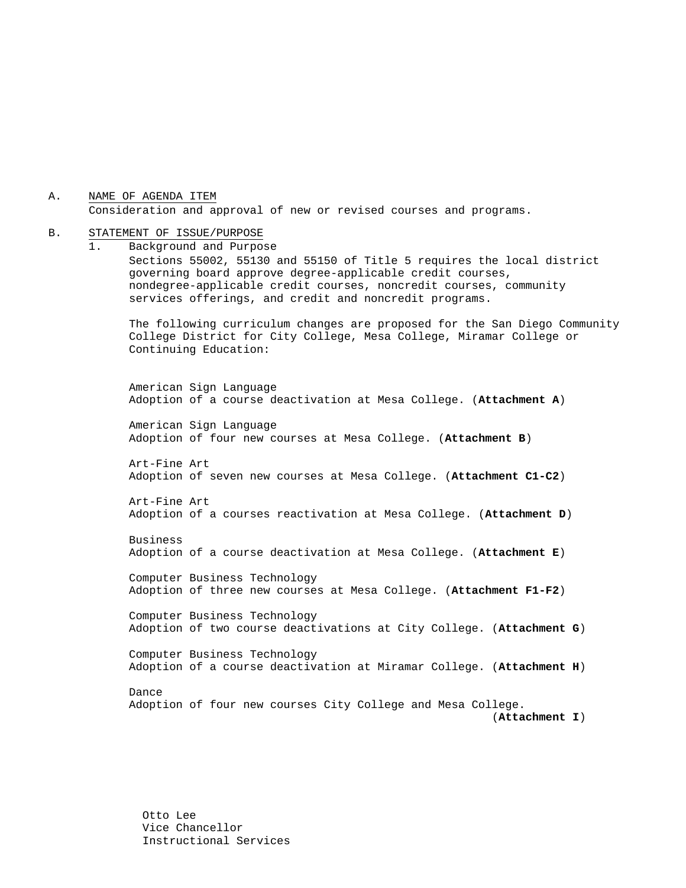A. <u>NAME OF AGENDA ITEM</u>
Consideration and approval of new or revised courses and programs.

B. <u>STATEMENT OF ISSUE/PURPOSE</u>

1. Background and Purpose

Sections 55002, 55130 and 55150 of Title 5 requires the local district governing board approve degree-applicable credit courses, nondegree-applicable credit courses, noncredit courses, community services offerings, and credit and noncredit programs.

The following curriculum changes are proposed for the San Diego Community College District for City College, Mesa College, Miramar College or Continuing Education:

American Sign Language
Adoption of a course deactivation at Mesa College. (**Attachment A**)

American Sign Language
Adoption of four new courses at Mesa College. (**Attachment B**)

Art-Fine Art
Adoption of seven new courses at Mesa College. (**Attachment C1-C2**)

Art-Fine Art
Adoption of a courses reactivation at Mesa College. (**Attachment D**)

Business
Adoption of a course deactivation at Mesa College. (**Attachment E**)

Computer Business Technology
Adoption of three new courses at Mesa College. (**Attachment F1-F2**)

Computer Business Technology
Adoption of two course deactivations at City College. (**Attachment G**)

Computer Business Technology
Adoption of a course deactivation at Miramar College. (**Attachment H**)

Dance
Adoption of four new courses City College and Mesa College. (**Attachment I**)

Otto Lee
Vice Chancellor
Instructional Services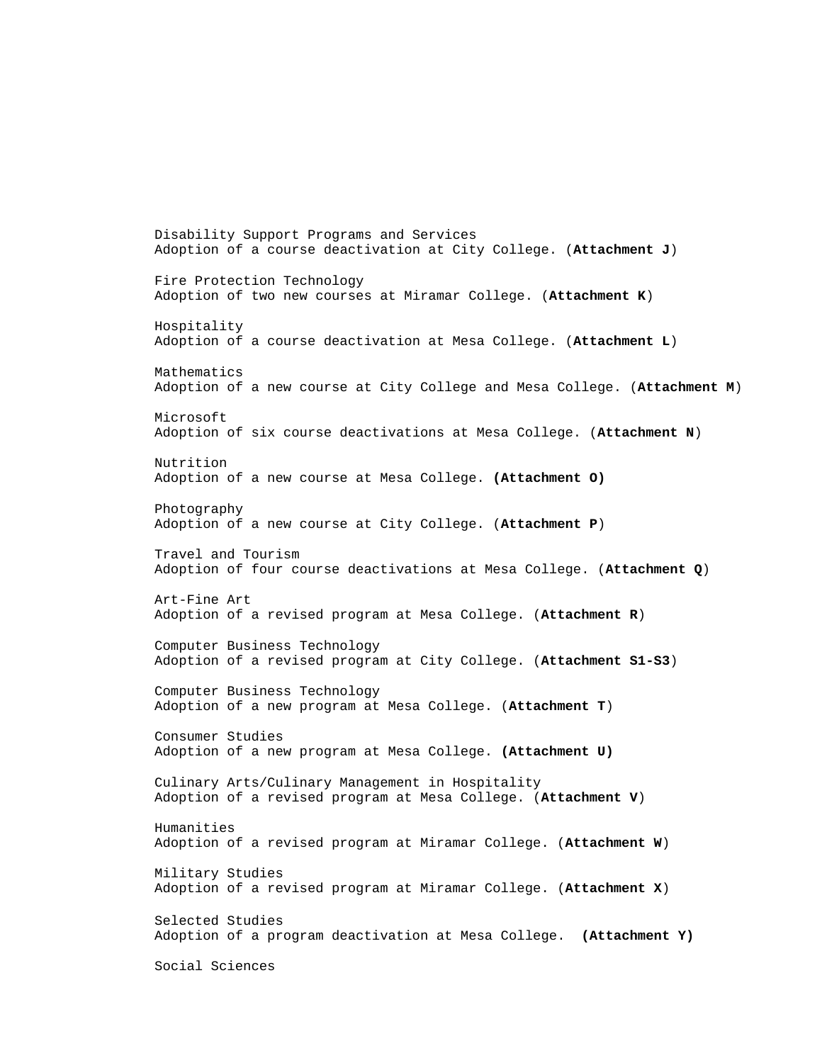Disability Support Programs and Services
Adoption of a course deactivation at City College. (**Attachment J**)

Fire Protection Technology
Adoption of two new courses at Miramar College. (**Attachment K**)

Hospitality
Adoption of a course deactivation at Mesa College. (**Attachment L**)

Mathematics
Adoption of a new course at City College and Mesa College. (**Attachment M**)

Microsoft
Adoption of six course deactivations at Mesa College. (**Attachment N**)

Nutrition
Adoption of a new course at Mesa College. **(Attachment O)**

Photography
Adoption of a new course at City College. (**Attachment P**)

Travel and Tourism
Adoption of four course deactivations at Mesa College. (**Attachment Q**)

Art-Fine Art
Adoption of a revised program at Mesa College. (**Attachment R**)

Computer Business Technology
Adoption of a revised program at City College. (**Attachment S1-S3**)

Computer Business Technology
Adoption of a new program at Mesa College. (**Attachment T**)

Consumer Studies
Adoption of a new program at Mesa College. **(Attachment U)**

Culinary Arts/Culinary Management in Hospitality
Adoption of a revised program at Mesa College. (**Attachment V**)

Humanities
Adoption of a revised program at Miramar College. (**Attachment W**)

Military Studies
Adoption of a revised program at Miramar College. (**Attachment X**)

Selected Studies
Adoption of a program deactivation at Mesa College. **(Attachment Y)**

Social Sciences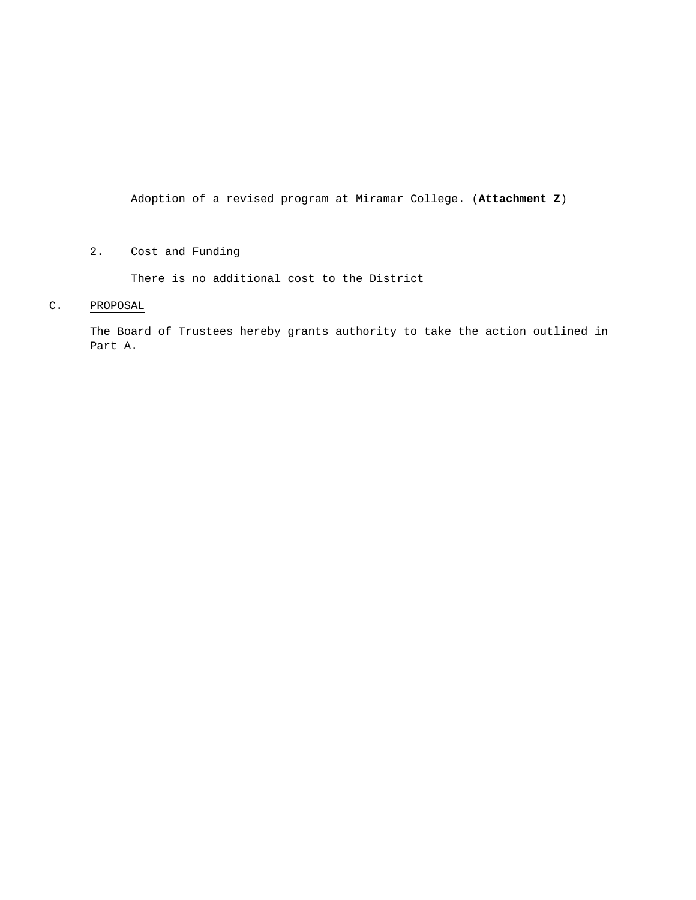Adoption of a revised program at Miramar College. (**Attachment Z**)

2. Cost and Funding

   There is no additional cost to the District

C. PROPOSAL

The Board of Trustees hereby grants authority to take the action outlined in Part A.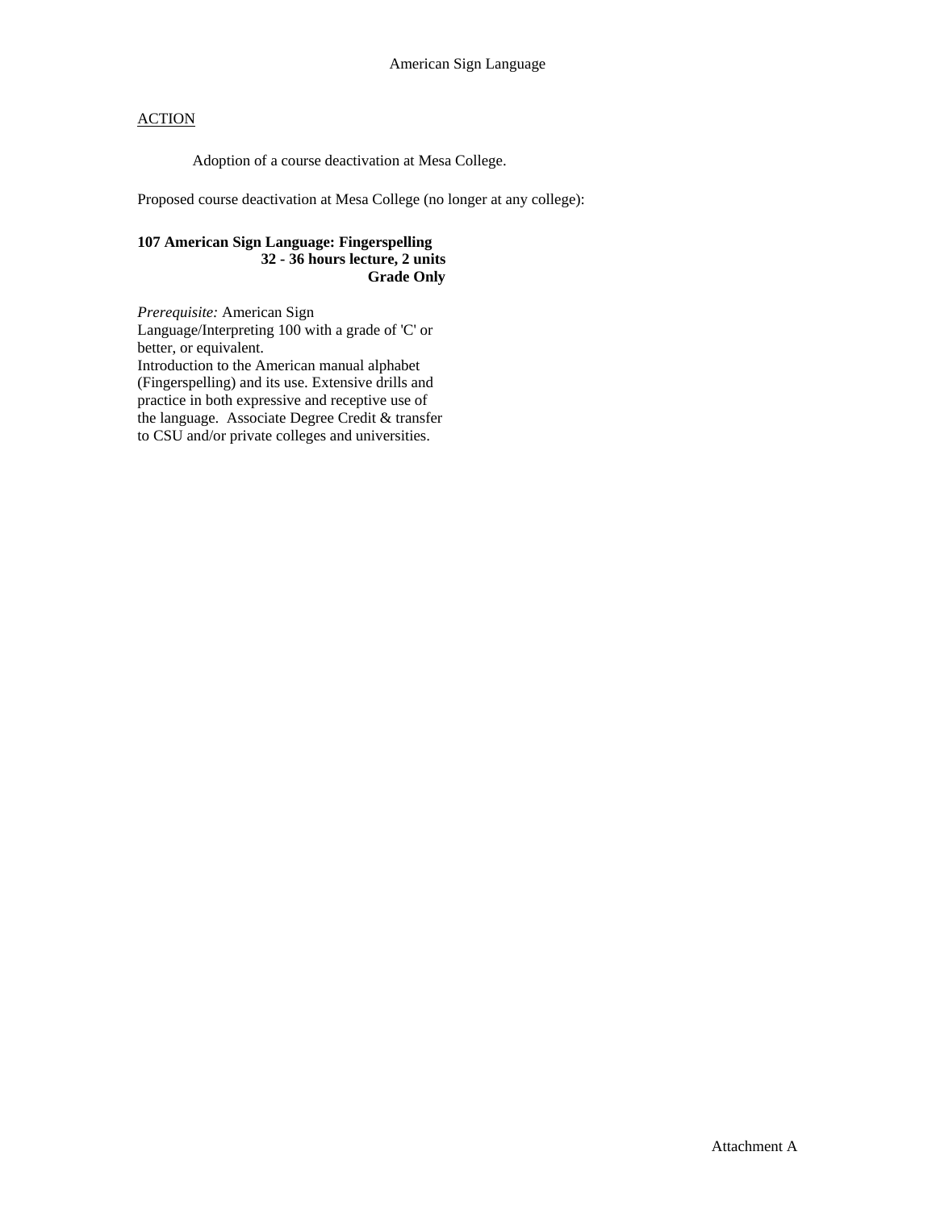American Sign Language

ACTION

Adoption of a course deactivation at Mesa College.

Proposed course deactivation at Mesa College (no longer at any college):

**107 American Sign Language: Fingerspelling**
**32 - 36 hours lecture, 2 units**
**Grade Only**

*Prerequisite:* American Sign Language/Interpreting 100 with a grade of 'C' or better, or equivalent.
Introduction to the American manual alphabet (Fingerspelling) and its use. Extensive drills and practice in both expressive and receptive use of the language. Associate Degree Credit & transfer to CSU and/or private colleges and universities.

Attachment A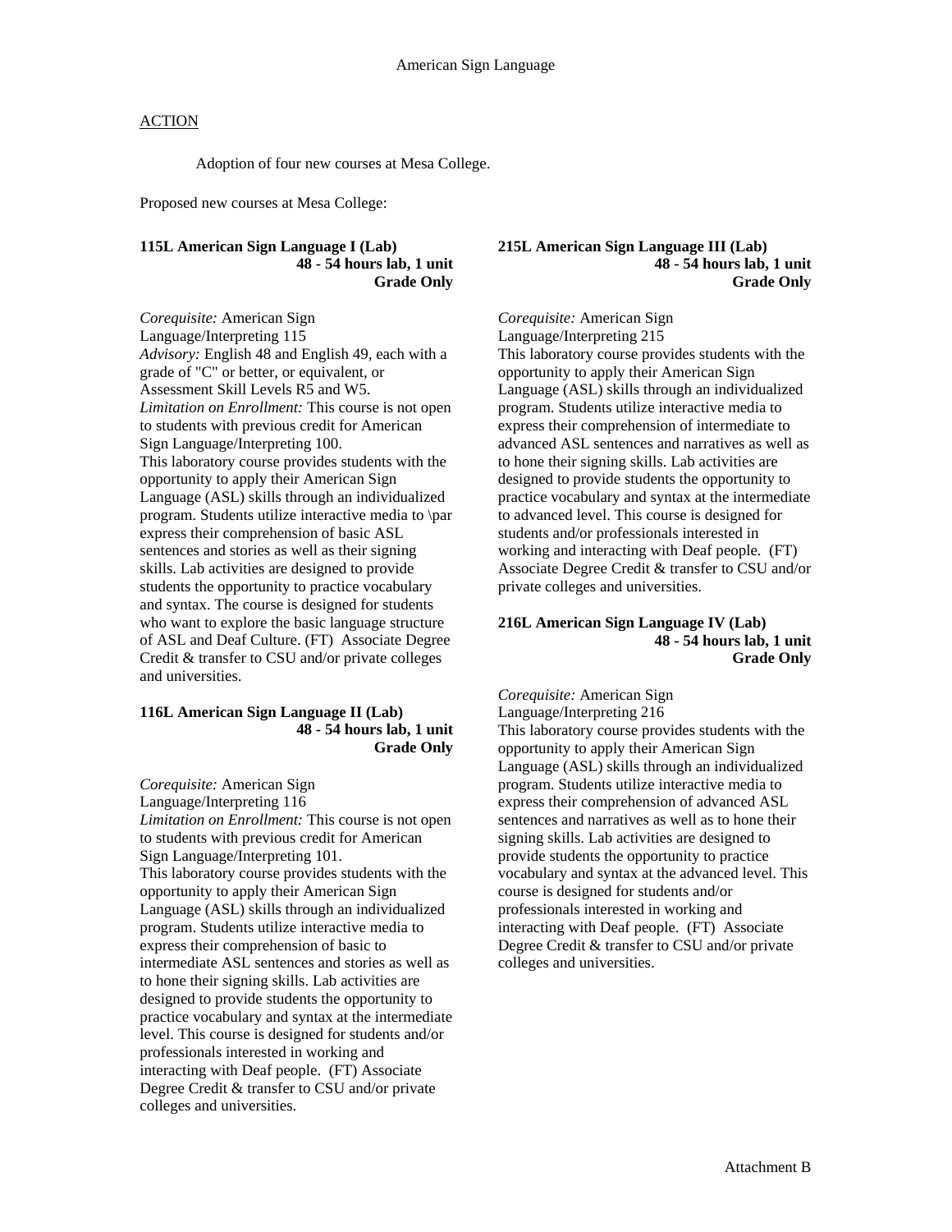# American Sign Language

<u>ACTION</u>

Adoption of four new courses at Mesa College.

Proposed new courses at Mesa College:

**115L American Sign Language I (Lab)**
**48 - 54 hours lab, 1 unit**
**Grade Only**

*Corequisite:* American Sign Language/Interpreting 115
*Advisory:* English 48 and English 49, each with a grade of "C" or better, or equivalent, or Assessment Skill Levels R5 and W5.
*Limitation on Enrollment:* This course is not open to students with previous credit for American Sign Language/Interpreting 100.
This laboratory course provides students with the opportunity to apply their American Sign Language (ASL) skills through an individualized program. Students utilize interactive media to \par express their comprehension of basic ASL sentences and stories as well as their signing skills. Lab activities are designed to provide students the opportunity to practice vocabulary and syntax. The course is designed for students who want to explore the basic language structure of ASL and Deaf Culture. (FT) Associate Degree Credit & transfer to CSU and/or private colleges and universities.

**116L American Sign Language II (Lab)**
**48 - 54 hours lab, 1 unit**
**Grade Only**

*Corequisite:* American Sign Language/Interpreting 116
*Limitation on Enrollment:* This course is not open to students with previous credit for American Sign Language/Interpreting 101.
This laboratory course provides students with the opportunity to apply their American Sign Language (ASL) skills through an individualized program. Students utilize interactive media to express their comprehension of basic to intermediate ASL sentences and stories as well as to hone their signing skills. Lab activities are designed to provide students the opportunity to practice vocabulary and syntax at the intermediate level. This course is designed for students and/or professionals interested in working and interacting with Deaf people. (FT) Associate Degree Credit & transfer to CSU and/or private colleges and universities.

**215L American Sign Language III (Lab)**
**48 - 54 hours lab, 1 unit**
**Grade Only**

*Corequisite:* American Sign Language/Interpreting 215
This laboratory course provides students with the opportunity to apply their American Sign Language (ASL) skills through an individualized program. Students utilize interactive media to express their comprehension of intermediate to advanced ASL sentences and narratives as well as to hone their signing skills. Lab activities are designed to provide students the opportunity to practice vocabulary and syntax at the intermediate to advanced level. This course is designed for students and/or professionals interested in working and interacting with Deaf people. (FT) Associate Degree Credit & transfer to CSU and/or private colleges and universities.

**216L American Sign Language IV (Lab)**
**48 - 54 hours lab, 1 unit**
**Grade Only**

*Corequisite:* American Sign Language/Interpreting 216
This laboratory course provides students with the opportunity to apply their American Sign Language (ASL) skills through an individualized program. Students utilize interactive media to express their comprehension of advanced ASL sentences and narratives as well as to hone their signing skills. Lab activities are designed to provide students the opportunity to practice vocabulary and syntax at the advanced level. This course is designed for students and/or professionals interested in working and interacting with Deaf people. (FT) Associate Degree Credit & transfer to CSU and/or private colleges and universities.

Attachment B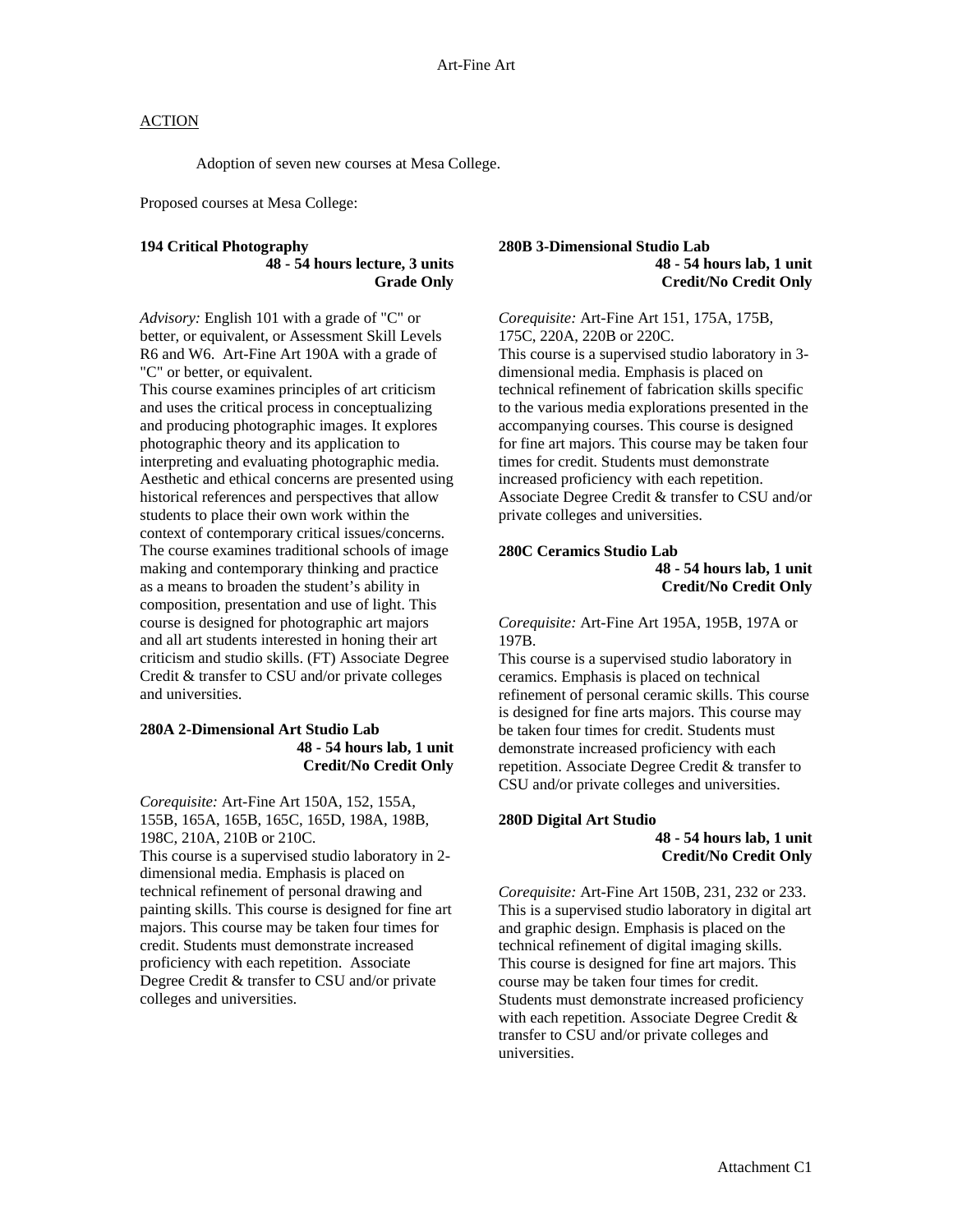# Art-Fine Art

ACTION

Adoption of seven new courses at Mesa College.

Proposed courses at Mesa College:

**194 Critical Photography**
**48 - 54 hours lecture, 3 units**
**Grade Only**

*Advisory:* English 101 with a grade of "C" or better, or equivalent, or Assessment Skill Levels R6 and W6. Art-Fine Art 190A with a grade of "C" or better, or equivalent.
This course examines principles of art criticism and uses the critical process in conceptualizing and producing photographic images. It explores photographic theory and its application to interpreting and evaluating photographic media. Aesthetic and ethical concerns are presented using historical references and perspectives that allow students to place their own work within the context of contemporary critical issues/concerns. The course examines traditional schools of image making and contemporary thinking and practice as a means to broaden the student's ability in composition, presentation and use of light. This course is designed for photographic art majors and all art students interested in honing their art criticism and studio skills. (FT) Associate Degree Credit & transfer to CSU and/or private colleges and universities.

**280A 2-Dimensional Art Studio Lab**
**48 - 54 hours lab, 1 unit**
**Credit/No Credit Only**

*Corequisite:* Art-Fine Art 150A, 152, 155A, 155B, 165A, 165B, 165C, 165D, 198A, 198B, 198C, 210A, 210B or 210C.
This course is a supervised studio laboratory in 2-dimensional media. Emphasis is placed on technical refinement of personal drawing and painting skills. This course is designed for fine art majors. This course may be taken four times for credit. Students must demonstrate increased proficiency with each repetition. Associate Degree Credit & transfer to CSU and/or private colleges and universities.

**280B 3-Dimensional Studio Lab**
**48 - 54 hours lab, 1 unit**
**Credit/No Credit Only**

*Corequisite:* Art-Fine Art 151, 175A, 175B, 175C, 220A, 220B or 220C.
This course is a supervised studio laboratory in 3-dimensional media. Emphasis is placed on technical refinement of fabrication skills specific to the various media explorations presented in the accompanying courses. This course is designed for fine art majors. This course may be taken four times for credit. Students must demonstrate increased proficiency with each repetition. Associate Degree Credit & transfer to CSU and/or private colleges and universities.

**280C Ceramics Studio Lab**
**48 - 54 hours lab, 1 unit**
**Credit/No Credit Only**

*Corequisite:* Art-Fine Art 195A, 195B, 197A or 197B.
This course is a supervised studio laboratory in ceramics. Emphasis is placed on technical refinement of personal ceramic skills. This course is designed for fine arts majors. This course may be taken four times for credit. Students must demonstrate increased proficiency with each repetition. Associate Degree Credit & transfer to CSU and/or private colleges and universities.

**280D Digital Art Studio**
**48 - 54 hours lab, 1 unit**
**Credit/No Credit Only**

*Corequisite:* Art-Fine Art 150B, 231, 232 or 233.
This is a supervised studio laboratory in digital art and graphic design. Emphasis is placed on the technical refinement of digital imaging skills. This course is designed for fine art majors. This course may be taken four times for credit. Students must demonstrate increased proficiency with each repetition. Associate Degree Credit & transfer to CSU and/or private colleges and universities.

Attachment C1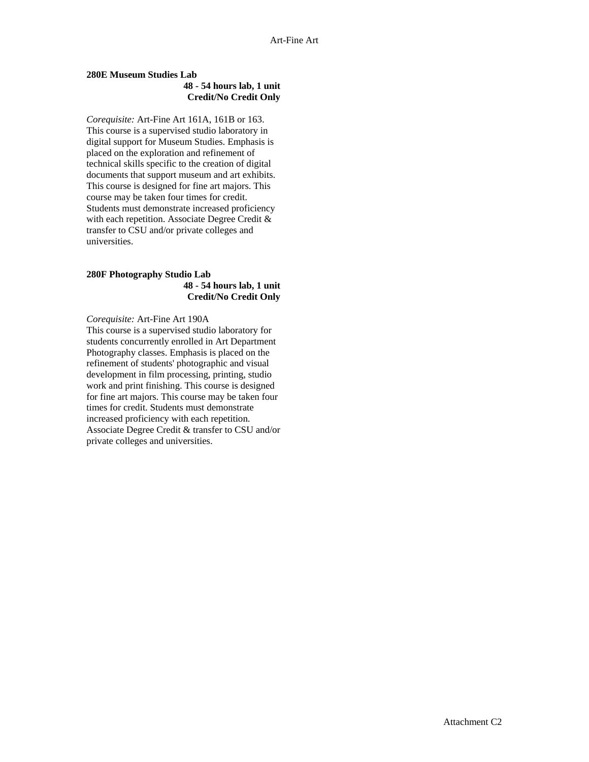**280E Museum Studies Lab**

**48 - 54 hours lab, 1 unit**
**Credit/No Credit Only**

*Corequisite:* Art-Fine Art 161A, 161B or 163. This course is a supervised studio laboratory in digital support for Museum Studies. Emphasis is placed on the exploration and refinement of technical skills specific to the creation of digital documents that support museum and art exhibits. This course is designed for fine art majors. This course may be taken four times for credit. Students must demonstrate increased proficiency with each repetition. Associate Degree Credit & transfer to CSU and/or private colleges and universities.

**280F Photography Studio Lab**

**48 - 54 hours lab, 1 unit**
**Credit/No Credit Only**

*Corequisite:* Art-Fine Art 190A
This course is a supervised studio laboratory for students concurrently enrolled in Art Department Photography classes. Emphasis is placed on the refinement of students' photographic and visual development in film processing, printing, studio work and print finishing. This course is designed for fine art majors. This course may be taken four times for credit. Students must demonstrate increased proficiency with each repetition. Associate Degree Credit & transfer to CSU and/or private colleges and universities.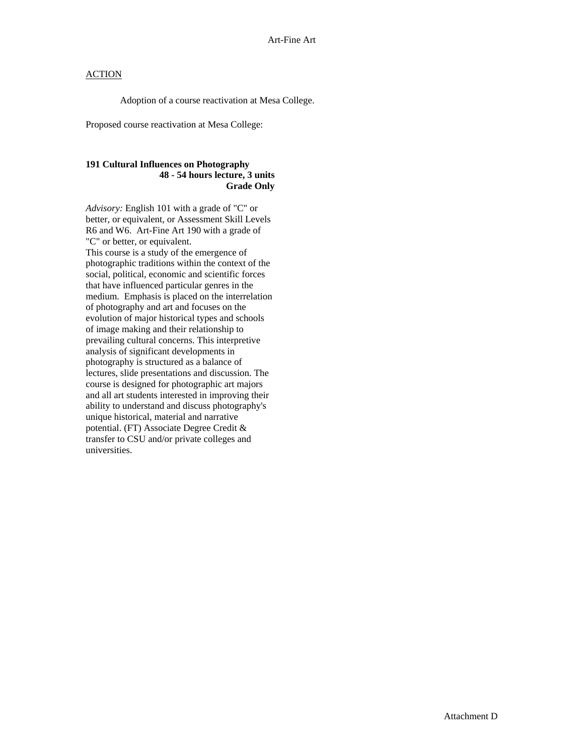Art-Fine Art

ACTION

Adoption of a course reactivation at Mesa College.

Proposed course reactivation at Mesa College:

**191 Cultural Influences on Photography**
**48 - 54 hours lecture, 3 units**
**Grade Only**

*Advisory:* English 101 with a grade of "C" or better, or equivalent, or Assessment Skill Levels R6 and W6. Art-Fine Art 190 with a grade of "C" or better, or equivalent.
This course is a study of the emergence of photographic traditions within the context of the social, political, economic and scientific forces that have influenced particular genres in the medium. Emphasis is placed on the interrelation of photography and art and focuses on the evolution of major historical types and schools of image making and their relationship to prevailing cultural concerns. This interpretive analysis of significant developments in photography is structured as a balance of lectures, slide presentations and discussion. The course is designed for photographic art majors and all art students interested in improving their ability to understand and discuss photography's unique historical, material and narrative potential. (FT) Associate Degree Credit & transfer to CSU and/or private colleges and universities.

Attachment D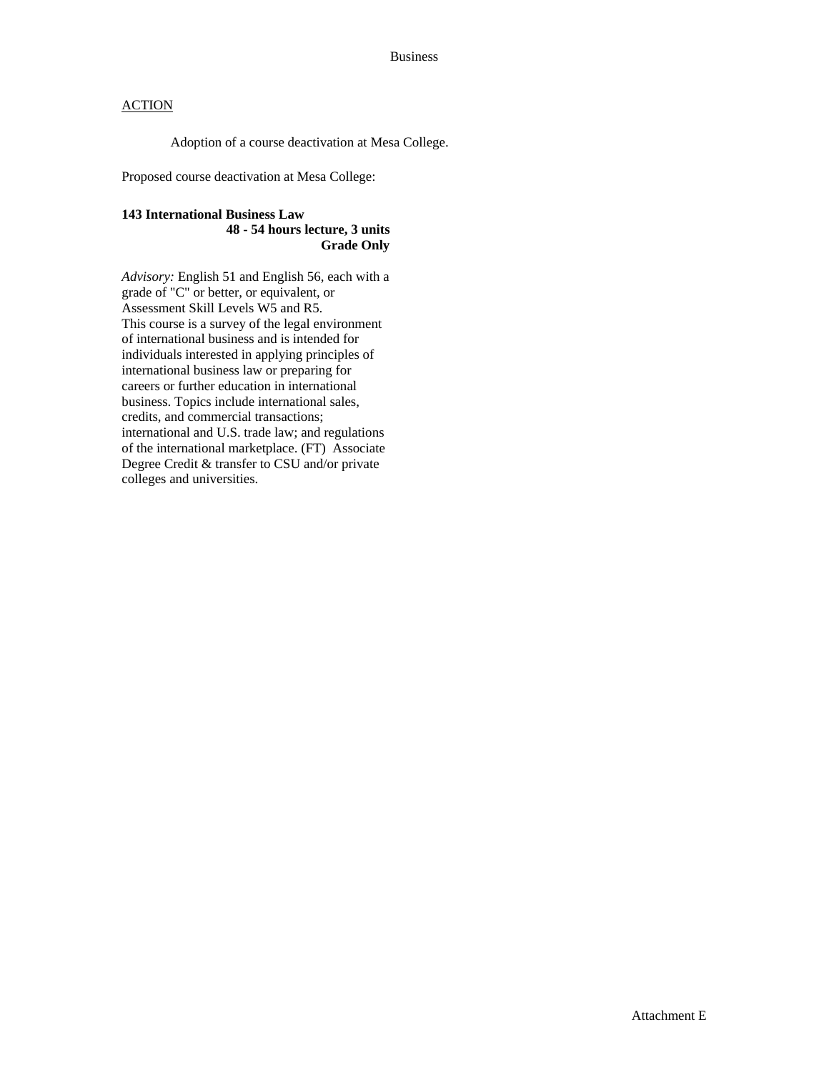Business

ACTION

Adoption of a course deactivation at Mesa College.

Proposed course deactivation at Mesa College:

**143 International Business Law**
**48 - 54 hours lecture, 3 units**
**Grade Only**

*Advisory:* English 51 and English 56, each with a grade of "C" or better, or equivalent, or Assessment Skill Levels W5 and R5.
This course is a survey of the legal environment of international business and is intended for individuals interested in applying principles of international business law or preparing for careers or further education in international business. Topics include international sales, credits, and commercial transactions; international and U.S. trade law; and regulations of the international marketplace. (FT) Associate Degree Credit & transfer to CSU and/or private colleges and universities.

Attachment E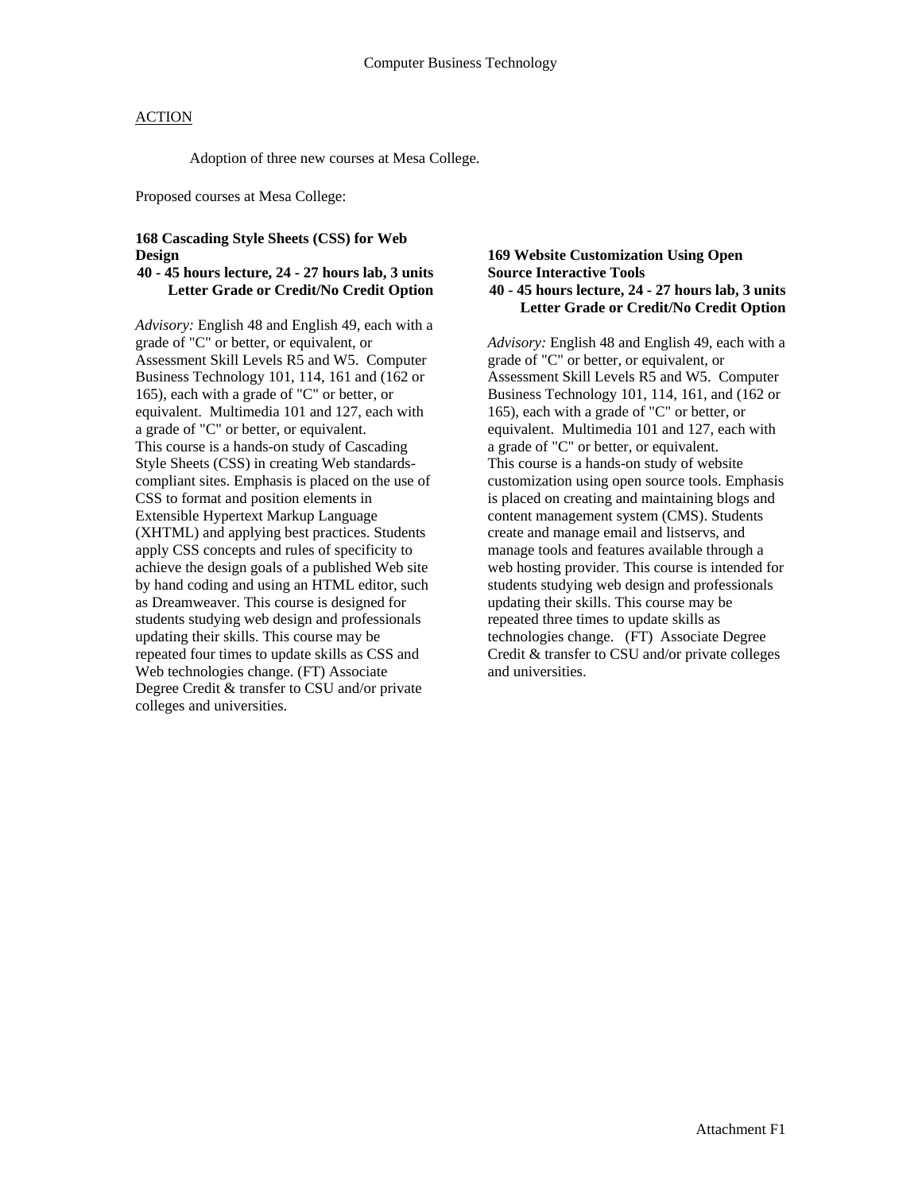Computer Business Technology

ACTION

Adoption of three new courses at Mesa College.

Proposed courses at Mesa College:

**168 Cascading Style Sheets (CSS) for Web Design**
**40 - 45 hours lecture, 24 - 27 hours lab, 3 units**
**Letter Grade or Credit/No Credit Option**

*Advisory:* English 48 and English 49, each with a grade of "C" or better, or equivalent, or Assessment Skill Levels R5 and W5. Computer Business Technology 101, 114, 161 and (162 or 165), each with a grade of "C" or better, or equivalent. Multimedia 101 and 127, each with a grade of "C" or better, or equivalent.
This course is a hands-on study of Cascading Style Sheets (CSS) in creating Web standards-compliant sites. Emphasis is placed on the use of CSS to format and position elements in Extensible Hypertext Markup Language (XHTML) and applying best practices. Students apply CSS concepts and rules of specificity to achieve the design goals of a published Web site by hand coding and using an HTML editor, such as Dreamweaver. This course is designed for students studying web design and professionals updating their skills. This course may be repeated four times to update skills as CSS and Web technologies change. (FT) Associate Degree Credit & transfer to CSU and/or private colleges and universities.

**169 Website Customization Using Open Source Interactive Tools**
**40 - 45 hours lecture, 24 - 27 hours lab, 3 units**
**Letter Grade or Credit/No Credit Option**

*Advisory:* English 48 and English 49, each with a grade of "C" or better, or equivalent, or Assessment Skill Levels R5 and W5. Computer Business Technology 101, 114, 161, and (162 or 165), each with a grade of "C" or better, or equivalent. Multimedia 101 and 127, each with a grade of "C" or better, or equivalent.
This course is a hands-on study of website customization using open source tools. Emphasis is placed on creating and maintaining blogs and content management system (CMS). Students create and manage email and listservs, and manage tools and features available through a web hosting provider. This course is intended for students studying web design and professionals updating their skills. This course may be repeated three times to update skills as technologies change. (FT) Associate Degree Credit & transfer to CSU and/or private colleges and universities.

Attachment F1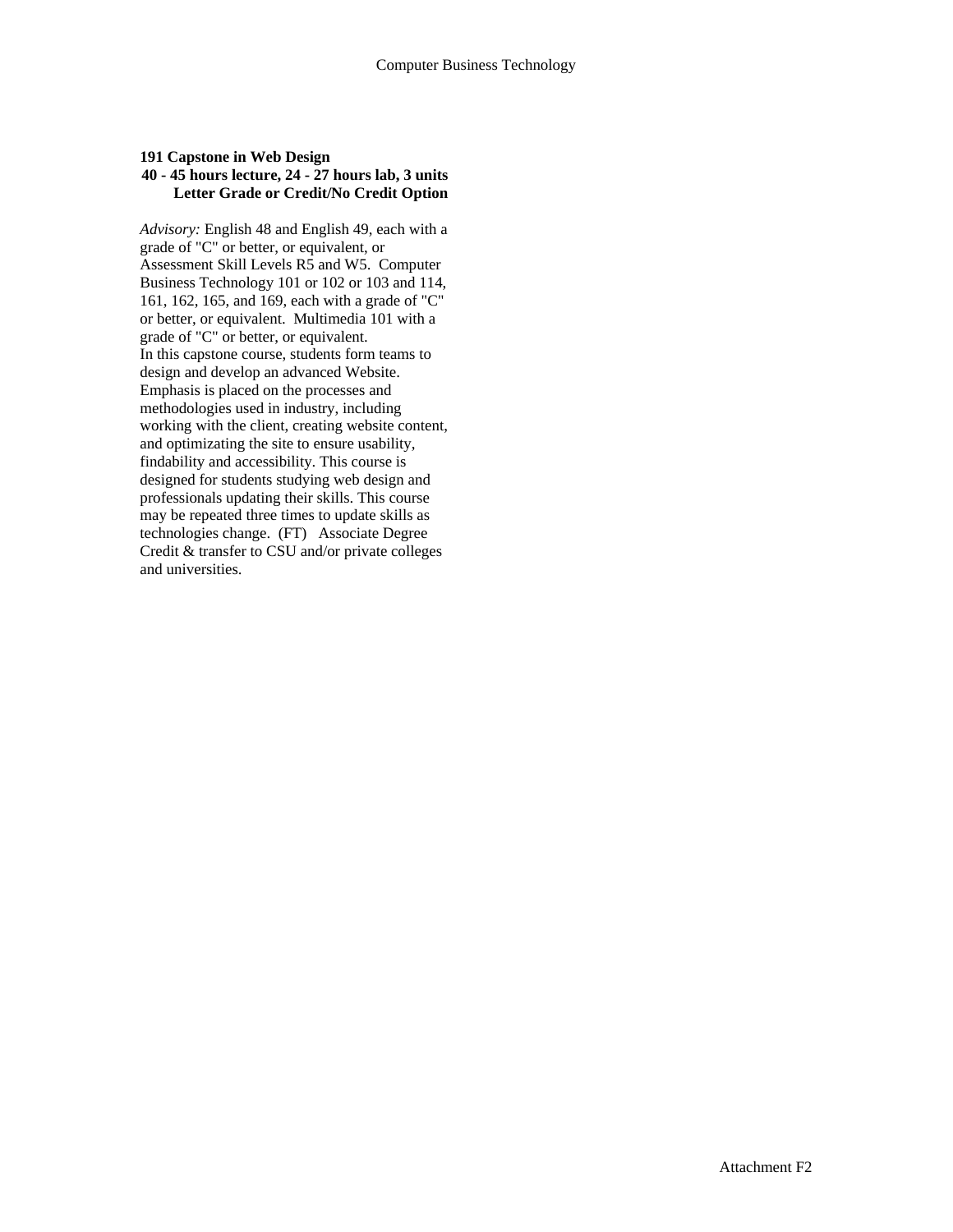**191 Capstone in Web Design**
**40 - 45 hours lecture, 24 - 27 hours lab, 3 units**
**Letter Grade or Credit/No Credit Option**

*Advisory:* English 48 and English 49, each with a grade of "C" or better, or equivalent, or Assessment Skill Levels R5 and W5. Computer Business Technology 101 or 102 or 103 and 114, 161, 162, 165, and 169, each with a grade of "C" or better, or equivalent. Multimedia 101 with a grade of "C" or better, or equivalent.

In this capstone course, students form teams to design and develop an advanced Website. Emphasis is placed on the processes and methodologies used in industry, including working with the client, creating website content, and optimizating the site to ensure usability, findability and accessibility. This course is designed for students studying web design and professionals updating their skills. This course may be repeated three times to update skills as technologies change. (FT) Associate Degree Credit & transfer to CSU and/or private colleges and universities.

Attachment F2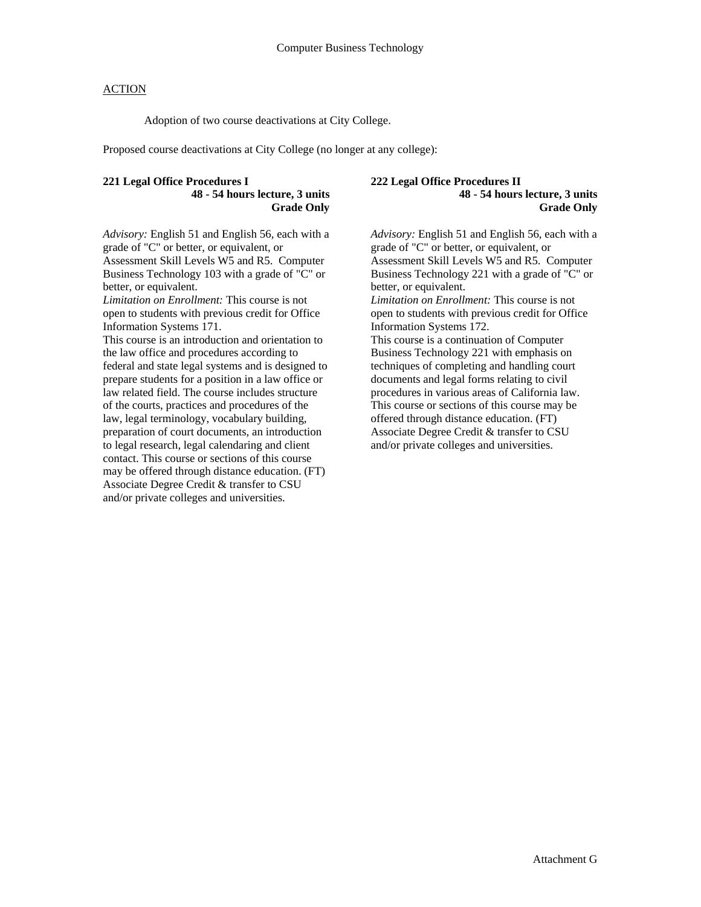# Computer Business Technology

<u>ACTION</u>

Adoption of two course deactivations at City College.

Proposed course deactivations at City College (no longer at any college):

**221 Legal Office Procedures I**
**48 - 54 hours lecture, 3 units**
**Grade Only**

*Advisory:* English 51 and English 56, each with a grade of "C" or better, or equivalent, or Assessment Skill Levels W5 and R5. Computer Business Technology 103 with a grade of "C" or better, or equivalent.
*Limitation on Enrollment:* This course is not open to students with previous credit for Office Information Systems 171.
This course is an introduction and orientation to the law office and procedures according to federal and state legal systems and is designed to prepare students for a position in a law office or law related field. The course includes structure of the courts, practices and procedures of the law, legal terminology, vocabulary building, preparation of court documents, an introduction to legal research, legal calendaring and client contact. This course or sections of this course may be offered through distance education. (FT) Associate Degree Credit & transfer to CSU and/or private colleges and universities.

**222 Legal Office Procedures II**
**48 - 54 hours lecture, 3 units**
**Grade Only**

*Advisory:* English 51 and English 56, each with a grade of "C" or better, or equivalent, or Assessment Skill Levels W5 and R5. Computer Business Technology 221 with a grade of "C" or better, or equivalent.
*Limitation on Enrollment:* This course is not open to students with previous credit for Office Information Systems 172.
This course is a continuation of Computer Business Technology 221 with emphasis on techniques of completing and handling court documents and legal forms relating to civil procedures in various areas of California law. This course or sections of this course may be offered through distance education. (FT) Associate Degree Credit & transfer to CSU and/or private colleges and universities.

Attachment G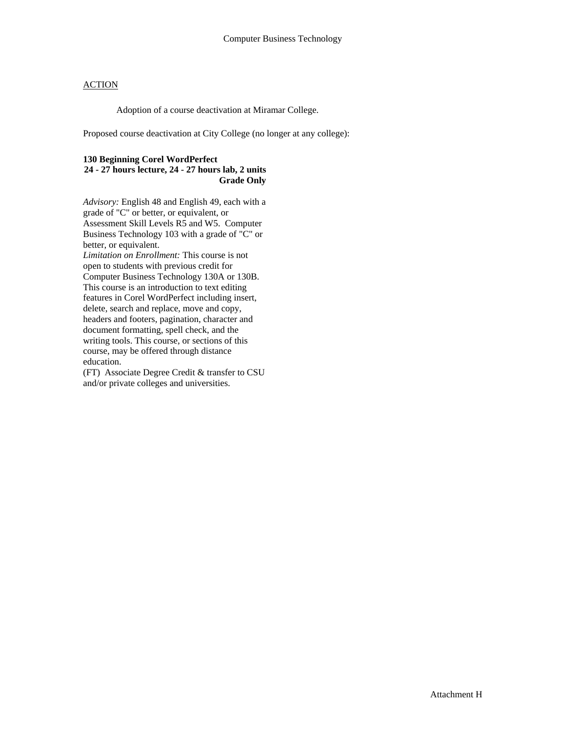Computer Business Technology

ACTION

Adoption of a course deactivation at Miramar College.

Proposed course deactivation at City College (no longer at any college):

**130 Beginning Corel WordPerfect**
**24 - 27 hours lecture, 24 - 27 hours lab, 2 units**
**Grade Only**

*Advisory:* English 48 and English 49, each with a grade of "C" or better, or equivalent, or Assessment Skill Levels R5 and W5. Computer Business Technology 103 with a grade of "C" or better, or equivalent.
*Limitation on Enrollment:* This course is not open to students with previous credit for Computer Business Technology 130A or 130B.
This course is an introduction to text editing features in Corel WordPerfect including insert, delete, search and replace, move and copy, headers and footers, pagination, character and document formatting, spell check, and the writing tools. This course, or sections of this course, may be offered through distance education.
(FT) Associate Degree Credit & transfer to CSU and/or private colleges and universities.

Attachment H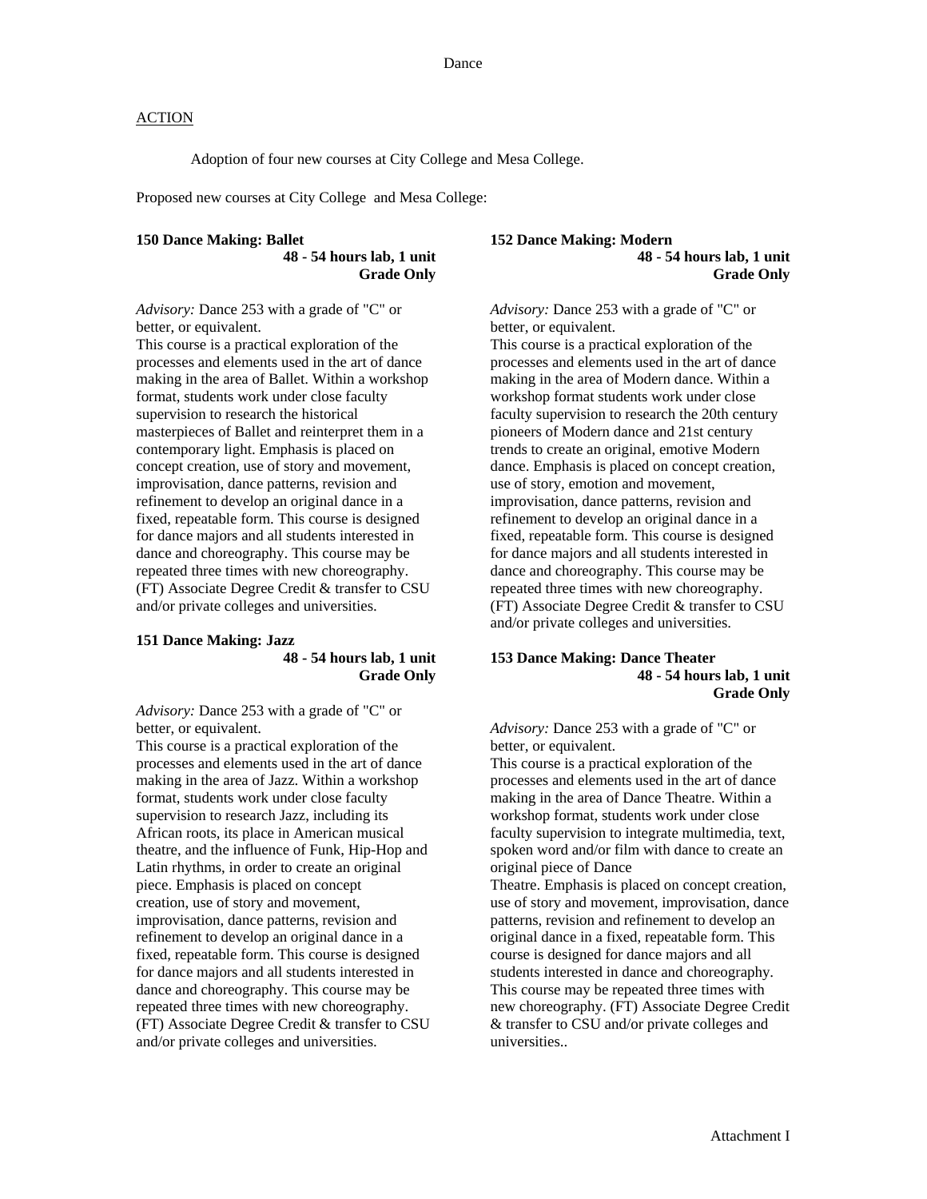Dance

ACTION

Adoption of four new courses at City College and Mesa College.

Proposed new courses at City College and Mesa College:

**150 Dance Making: Ballet**
**48 - 54 hours lab, 1 unit**
**Grade Only**

*Advisory:* Dance 253 with a grade of "C" or better, or equivalent.
This course is a practical exploration of the processes and elements used in the art of dance making in the area of Ballet. Within a workshop format, students work under close faculty supervision to research the historical masterpieces of Ballet and reinterpret them in a contemporary light. Emphasis is placed on concept creation, use of story and movement, improvisation, dance patterns, revision and refinement to develop an original dance in a fixed, repeatable form. This course is designed for dance majors and all students interested in dance and choreography. This course may be repeated three times with new choreography. (FT) Associate Degree Credit & transfer to CSU and/or private colleges and universities.

**151 Dance Making: Jazz**
**48 - 54 hours lab, 1 unit**
**Grade Only**

*Advisory:* Dance 253 with a grade of "C" or better, or equivalent.
This course is a practical exploration of the processes and elements used in the art of dance making in the area of Jazz. Within a workshop format, students work under close faculty supervision to research Jazz, including its African roots, its place in American musical theatre, and the influence of Funk, Hip-Hop and Latin rhythms, in order to create an original piece. Emphasis is placed on concept creation, use of story and movement, improvisation, dance patterns, revision and refinement to develop an original dance in a fixed, repeatable form. This course is designed for dance majors and all students interested in dance and choreography. This course may be repeated three times with new choreography. (FT) Associate Degree Credit & transfer to CSU and/or private colleges and universities.

**152 Dance Making: Modern**
**48 - 54 hours lab, 1 unit**
**Grade Only**

*Advisory:* Dance 253 with a grade of "C" or better, or equivalent.
This course is a practical exploration of the processes and elements used in the art of dance making in the area of Modern dance. Within a workshop format students work under close faculty supervision to research the 20th century pioneers of Modern dance and 21st century trends to create an original, emotive Modern dance. Emphasis is placed on concept creation, use of story, emotion and movement, improvisation, dance patterns, revision and refinement to develop an original dance in a fixed, repeatable form. This course is designed for dance majors and all students interested in dance and choreography. This course may be repeated three times with new choreography. (FT) Associate Degree Credit & transfer to CSU and/or private colleges and universities.

**153 Dance Making: Dance Theater**
**48 - 54 hours lab, 1 unit**
**Grade Only**

*Advisory:* Dance 253 with a grade of "C" or better, or equivalent.
This course is a practical exploration of the processes and elements used in the art of dance making in the area of Dance Theatre. Within a workshop format, students work under close faculty supervision to integrate multimedia, text, spoken word and/or film with dance to create an original piece of Dance
Theatre. Emphasis is placed on concept creation, use of story and movement, improvisation, dance patterns, revision and refinement to develop an original dance in a fixed, repeatable form. This course is designed for dance majors and all students interested in dance and choreography. This course may be repeated three times with new choreography. (FT) Associate Degree Credit & transfer to CSU and/or private colleges and universities..

Attachment I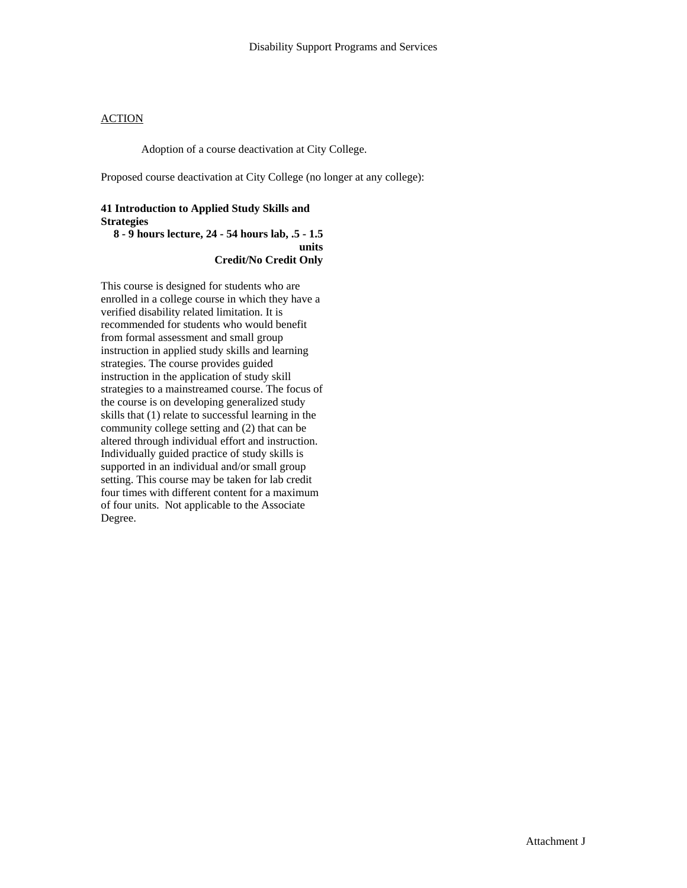Disability Support Programs and Services

ACTION

Adoption of a course deactivation at City College.

Proposed course deactivation at City College (no longer at any college):

**41 Introduction to Applied Study Skills and Strategies**
**8 - 9 hours lecture, 24 - 54 hours lab, .5 - 1.5 units**
**Credit/No Credit Only**

This course is designed for students who are enrolled in a college course in which they have a verified disability related limitation. It is recommended for students who would benefit from formal assessment and small group instruction in applied study skills and learning strategies. The course provides guided instruction in the application of study skill strategies to a mainstreamed course. The focus of the course is on developing generalized study skills that (1) relate to successful learning in the community college setting and (2) that can be altered through individual effort and instruction. Individually guided practice of study skills is supported in an individual and/or small group setting. This course may be taken for lab credit four times with different content for a maximum of four units. Not applicable to the Associate Degree.

Attachment J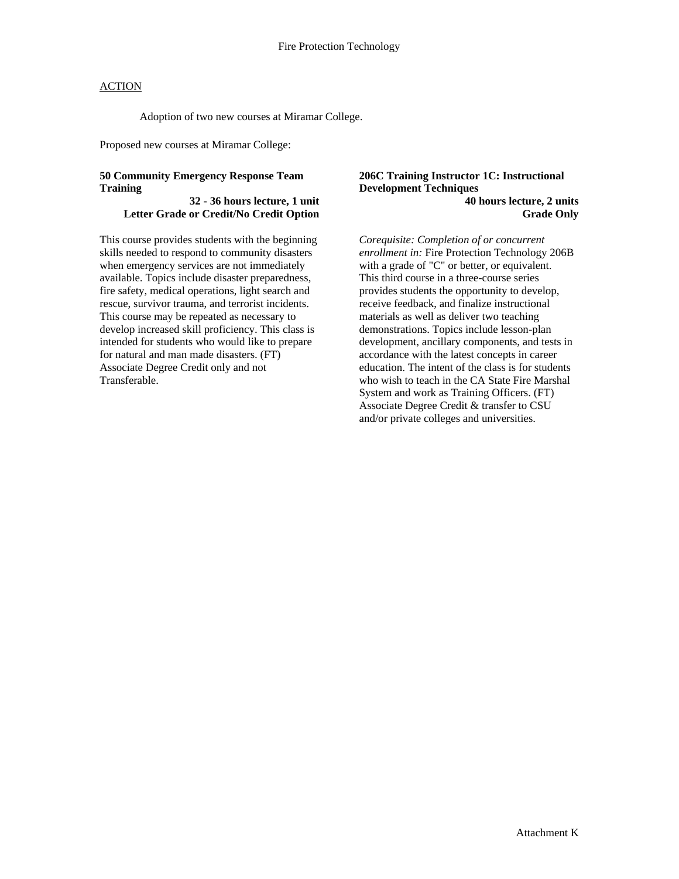# Fire Protection Technology

ACTION

Adoption of two new courses at Miramar College.

Proposed new courses at Miramar College:

**50 Community Emergency Response Team Training**
**32 - 36 hours lecture, 1 unit**
**Letter Grade or Credit/No Credit Option**

This course provides students with the beginning skills needed to respond to community disasters when emergency services are not immediately available. Topics include disaster preparedness, fire safety, medical operations, light search and rescue, survivor trauma, and terrorist incidents. This course may be repeated as necessary to develop increased skill proficiency. This class is intended for students who would like to prepare for natural and man made disasters. (FT) Associate Degree Credit only and not Transferable.

**206C Training Instructor 1C: Instructional Development Techniques**
**40 hours lecture, 2 units**
**Grade Only**

*Corequisite: Completion of or concurrent enrollment in:* Fire Protection Technology 206B with a grade of "C" or better, or equivalent. This third course in a three-course series provides students the opportunity to develop, receive feedback, and finalize instructional materials as well as deliver two teaching demonstrations. Topics include lesson-plan development, ancillary components, and tests in accordance with the latest concepts in career education. The intent of the class is for students who wish to teach in the CA State Fire Marshal System and work as Training Officers. (FT) Associate Degree Credit & transfer to CSU and/or private colleges and universities.

Attachment K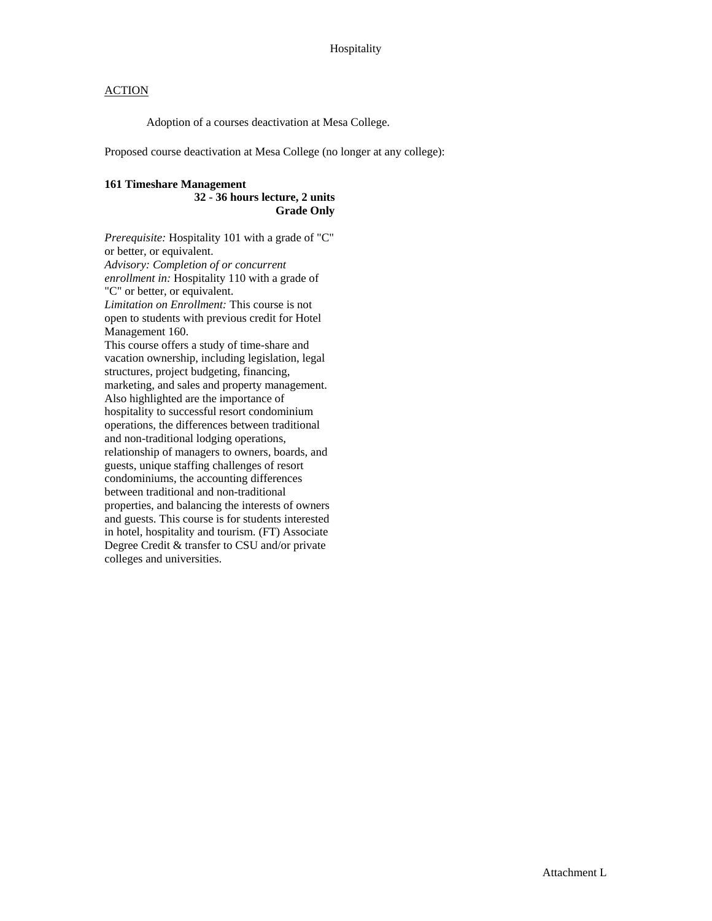Hospitality

ACTION

Adoption of a courses deactivation at Mesa College.

Proposed course deactivation at Mesa College (no longer at any college):

**161 Timeshare Management**
**32 - 36 hours lecture, 2 units**
**Grade Only**

*Prerequisite:* Hospitality 101 with a grade of "C" or better, or equivalent.
*Advisory: Completion of or concurrent enrollment in:* Hospitality 110 with a grade of "C" or better, or equivalent.
*Limitation on Enrollment:* This course is not open to students with previous credit for Hotel Management 160.
This course offers a study of time-share and vacation ownership, including legislation, legal structures, project budgeting, financing, marketing, and sales and property management. Also highlighted are the importance of hospitality to successful resort condominium operations, the differences between traditional and non-traditional lodging operations, relationship of managers to owners, boards, and guests, unique staffing challenges of resort condominiums, the accounting differences between traditional and non-traditional properties, and balancing the interests of owners and guests. This course is for students interested in hotel, hospitality and tourism. (FT) Associate Degree Credit & transfer to CSU and/or private colleges and universities.

Attachment L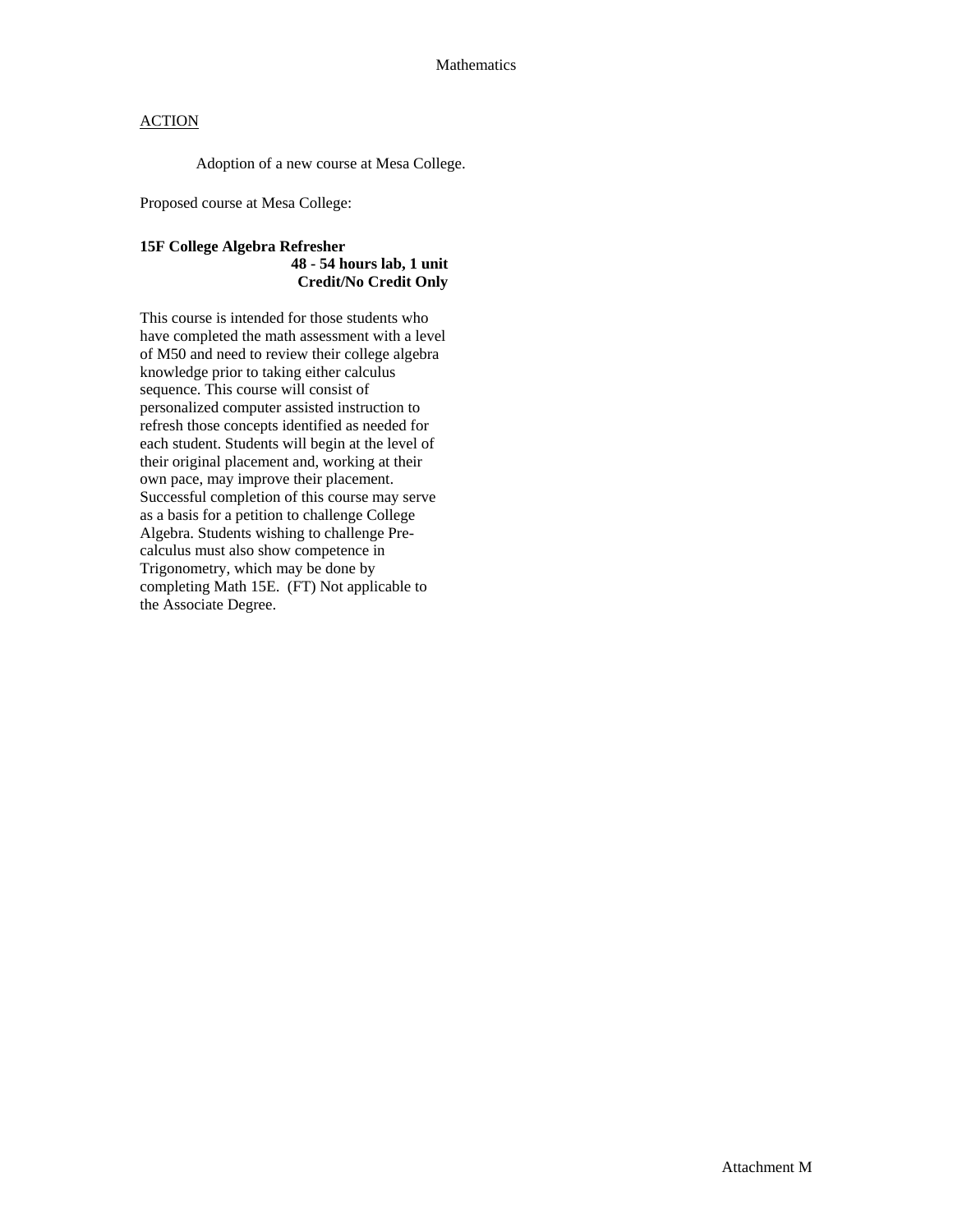Mathematics

ACTION

Adoption of a new course at Mesa College.

Proposed course at Mesa College:

**15F College Algebra Refresher**
**48 - 54 hours lab, 1 unit**
**Credit/No Credit Only**

This course is intended for those students who have completed the math assessment with a level of M50 and need to review their college algebra knowledge prior to taking either calculus sequence. This course will consist of personalized computer assisted instruction to refresh those concepts identified as needed for each student. Students will begin at the level of their original placement and, working at their own pace, may improve their placement. Successful completion of this course may serve as a basis for a petition to challenge College Algebra. Students wishing to challenge Pre-calculus must also show competence in Trigonometry, which may be done by completing Math 15E. (FT) Not applicable to the Associate Degree.

Attachment M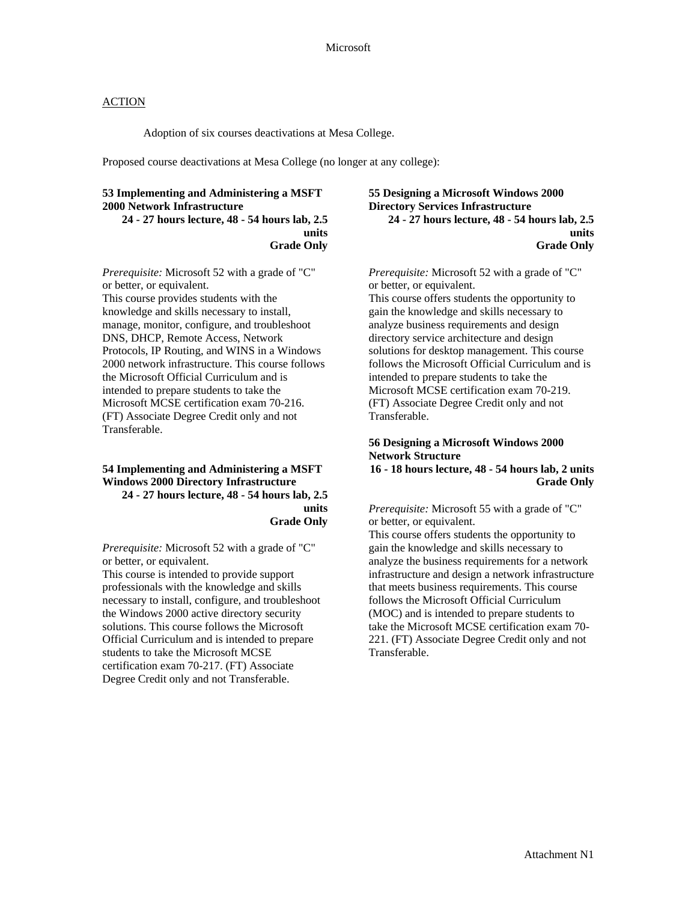Microsoft

ACTION

Adoption of six courses deactivations at Mesa College.

Proposed course deactivations at Mesa College (no longer at any college):

**53 Implementing and Administering a MSFT 2000 Network Infrastructure**
**24 - 27 hours lecture, 48 - 54 hours lab, 2.5 units**
**Grade Only**

*Prerequisite:* Microsoft 52 with a grade of "C" or better, or equivalent.
This course provides students with the knowledge and skills necessary to install, manage, monitor, configure, and troubleshoot DNS, DHCP, Remote Access, Network Protocols, IP Routing, and WINS in a Windows 2000 network infrastructure. This course follows the Microsoft Official Curriculum and is intended to prepare students to take the Microsoft MCSE certification exam 70-216. (FT) Associate Degree Credit only and not Transferable.

**54 Implementing and Administering a MSFT Windows 2000 Directory Infrastructure**
**24 - 27 hours lecture, 48 - 54 hours lab, 2.5 units**
**Grade Only**

*Prerequisite:* Microsoft 52 with a grade of "C" or better, or equivalent.
This course is intended to provide support professionals with the knowledge and skills necessary to install, configure, and troubleshoot the Windows 2000 active directory security solutions. This course follows the Microsoft Official Curriculum and is intended to prepare students to take the Microsoft MCSE certification exam 70-217. (FT) Associate Degree Credit only and not Transferable.

**55 Designing a Microsoft Windows 2000 Directory Services Infrastructure**
**24 - 27 hours lecture, 48 - 54 hours lab, 2.5 units**
**Grade Only**

*Prerequisite:* Microsoft 52 with a grade of "C" or better, or equivalent.
This course offers students the opportunity to gain the knowledge and skills necessary to analyze business requirements and design directory service architecture and design solutions for desktop management. This course follows the Microsoft Official Curriculum and is intended to prepare students to take the Microsoft MCSE certification exam 70-219. (FT) Associate Degree Credit only and not Transferable.

**56 Designing a Microsoft Windows 2000 Network Structure**
**16 - 18 hours lecture, 48 - 54 hours lab, 2 units**
**Grade Only**

*Prerequisite:* Microsoft 55 with a grade of "C" or better, or equivalent.
This course offers students the opportunity to gain the knowledge and skills necessary to analyze the business requirements for a network infrastructure and design a network infrastructure that meets business requirements. This course follows the Microsoft Official Curriculum (MOC) and is intended to prepare students to take the Microsoft MCSE certification exam 70-221. (FT) Associate Degree Credit only and not Transferable.

Attachment N1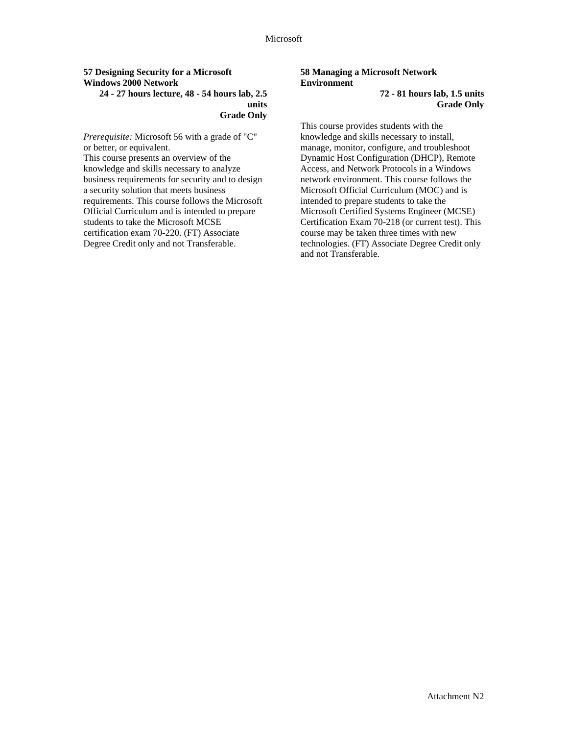**57 Designing Security for a Microsoft Windows 2000 Network**

**24 - 27 hours lecture, 48 - 54 hours lab, 2.5 units**

**Grade Only**

*Prerequisite:* Microsoft 56 with a grade of "C" or better, or equivalent.

This course presents an overview of the knowledge and skills necessary to analyze business requirements for security and to design a security solution that meets business requirements. This course follows the Microsoft Official Curriculum and is intended to prepare students to take the Microsoft MCSE certification exam 70-220. (FT) Associate Degree Credit only and not Transferable.

**58 Managing a Microsoft Network Environment**

**72 - 81 hours lab, 1.5 units**

**Grade Only**

This course provides students with the knowledge and skills necessary to install, manage, monitor, configure, and troubleshoot Dynamic Host Configuration (DHCP), Remote Access, and Network Protocols in a Windows network environment. This course follows the Microsoft Official Curriculum (MOC) and is intended to prepare students to take the Microsoft Certified Systems Engineer (MCSE) Certification Exam 70-218 (or current test). This course may be taken three times with new technologies. (FT) Associate Degree Credit only and not Transferable.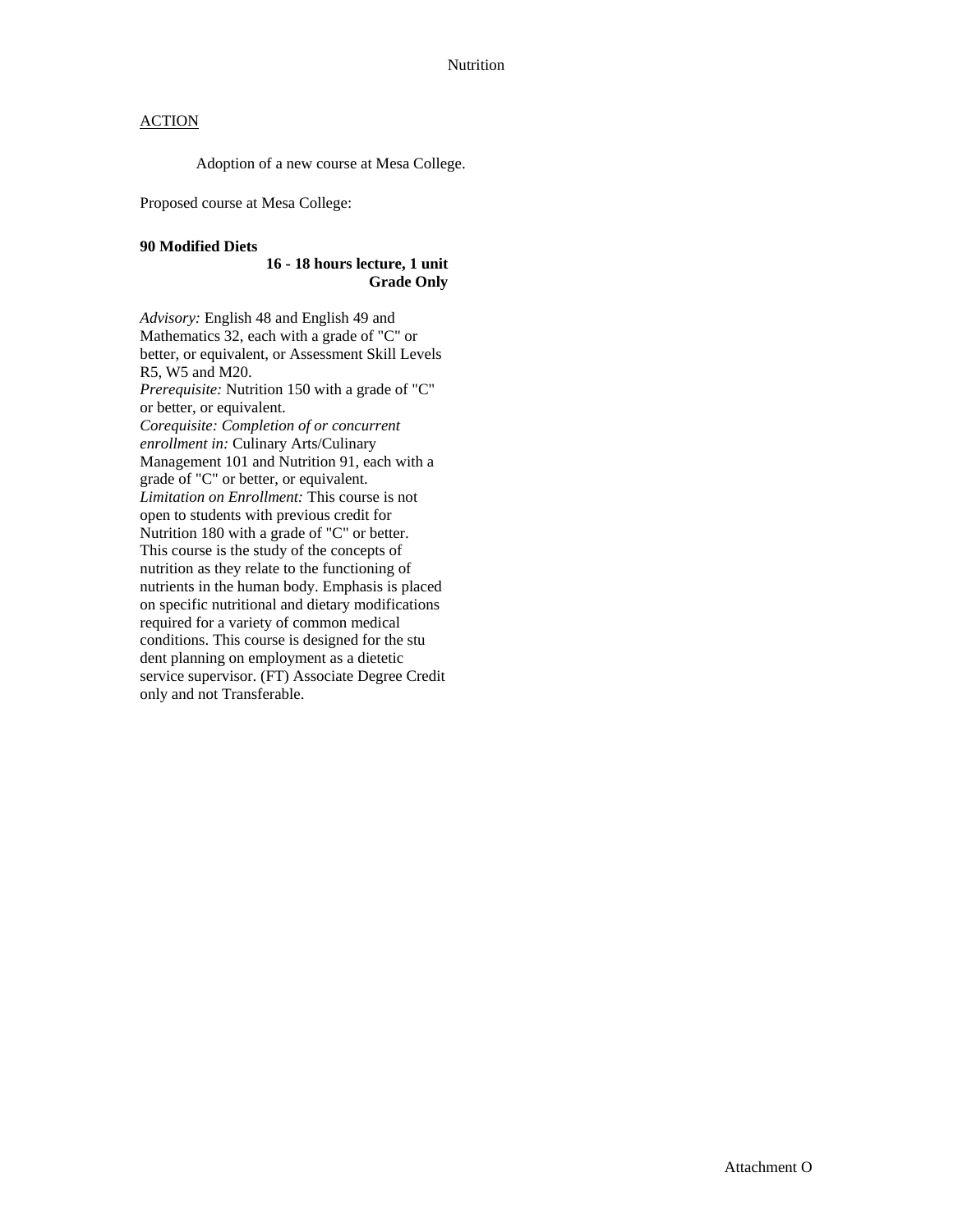Nutrition

ACTION

Adoption of a new course at Mesa College.

Proposed course at Mesa College:

**90 Modified Diets**

**16 - 18 hours lecture, 1 unit**
**Grade Only**

*Advisory:* English 48 and English 49 and Mathematics 32, each with a grade of "C" or better, or equivalent, or Assessment Skill Levels R5, W5 and M20.
*Prerequisite:* Nutrition 150 with a grade of "C" or better, or equivalent.
*Corequisite: Completion of or concurrent enrollment in:* Culinary Arts/Culinary Management 101 and Nutrition 91, each with a grade of "C" or better, or equivalent.
*Limitation on Enrollment:* This course is not open to students with previous credit for Nutrition 180 with a grade of "C" or better.
This course is the study of the concepts of nutrition as they relate to the functioning of nutrients in the human body. Emphasis is placed on specific nutritional and dietary modifications required for a variety of common medical conditions. This course is designed for the student planning on employment as a dietetic service supervisor. (FT) Associate Degree Credit only and not Transferable.

Attachment O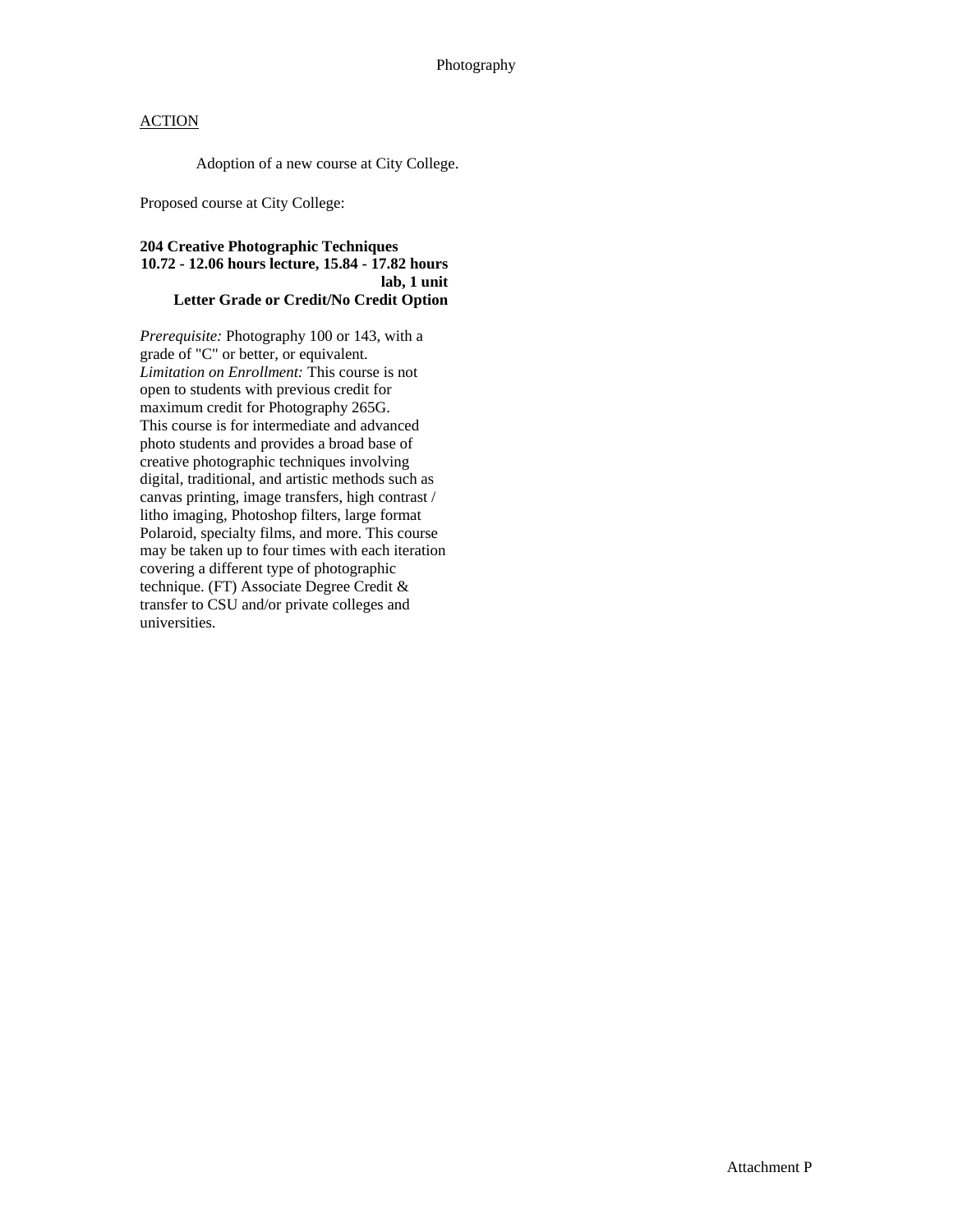Photography

ACTION

Adoption of a new course at City College.

Proposed course at City College:

**204 Creative Photographic Techniques**
**10.72 - 12.06 hours lecture, 15.84 - 17.82 hours lab, 1 unit**
**Letter Grade or Credit/No Credit Option**

*Prerequisite:* Photography 100 or 143, with a grade of "C" or better, or equivalent.
*Limitation on Enrollment:* This course is not open to students with previous credit for maximum credit for Photography 265G.
This course is for intermediate and advanced photo students and provides a broad base of creative photographic techniques involving digital, traditional, and artistic methods such as canvas printing, image transfers, high contrast / litho imaging, Photoshop filters, large format Polaroid, specialty films, and more. This course may be taken up to four times with each iteration covering a different type of photographic technique. (FT) Associate Degree Credit & transfer to CSU and/or private colleges and universities.

Attachment P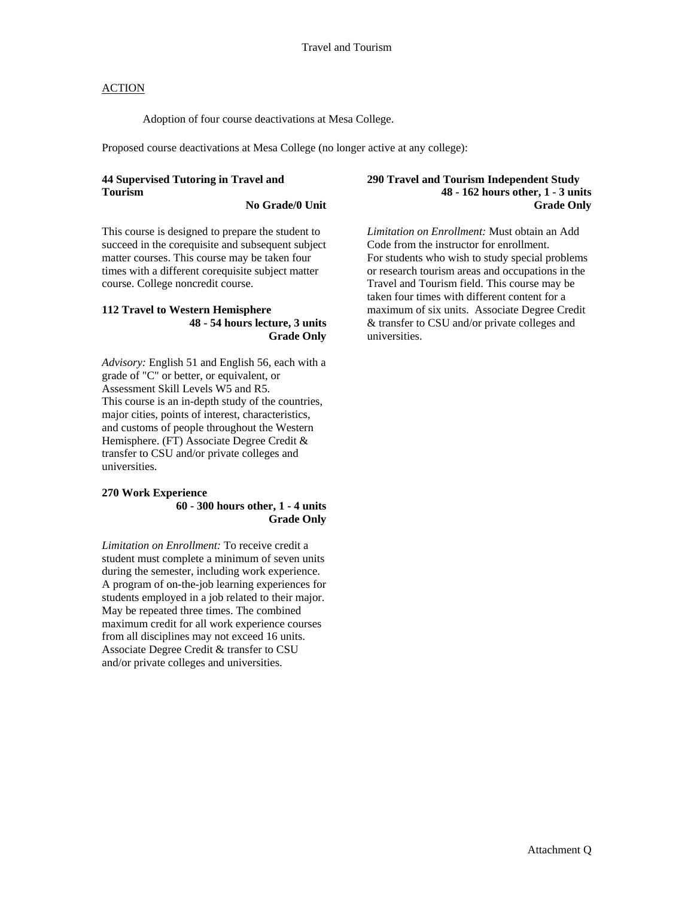# Travel and Tourism

ACTION

Adoption of four course deactivations at Mesa College.

Proposed course deactivations at Mesa College (no longer active at any college):

**44 Supervised Tutoring in Travel and Tourism**
**No Grade/0 Unit**

This course is designed to prepare the student to succeed in the corequisite and subsequent subject matter courses. This course may be taken four times with a different corequisite subject matter course. College noncredit course.

**112 Travel to Western Hemisphere**
**48 - 54 hours lecture, 3 units**
**Grade Only**

*Advisory:* English 51 and English 56, each with a grade of "C" or better, or equivalent, or Assessment Skill Levels W5 and R5.
This course is an in-depth study of the countries, major cities, points of interest, characteristics, and customs of people throughout the Western Hemisphere. (FT) Associate Degree Credit & transfer to CSU and/or private colleges and universities.

**270 Work Experience**
**60 - 300 hours other, 1 - 4 units**
**Grade Only**

*Limitation on Enrollment:* To receive credit a student must complete a minimum of seven units during the semester, including work experience.
A program of on-the-job learning experiences for students employed in a job related to their major. May be repeated three times. The combined maximum credit for all work experience courses from all disciplines may not exceed 16 units. Associate Degree Credit & transfer to CSU and/or private colleges and universities.

**290 Travel and Tourism Independent Study**
**48 - 162 hours other, 1 - 3 units**
**Grade Only**

*Limitation on Enrollment:* Must obtain an Add Code from the instructor for enrollment.
For students who wish to study special problems or research tourism areas and occupations in the Travel and Tourism field. This course may be taken four times with different content for a maximum of six units. Associate Degree Credit & transfer to CSU and/or private colleges and universities.

Attachment Q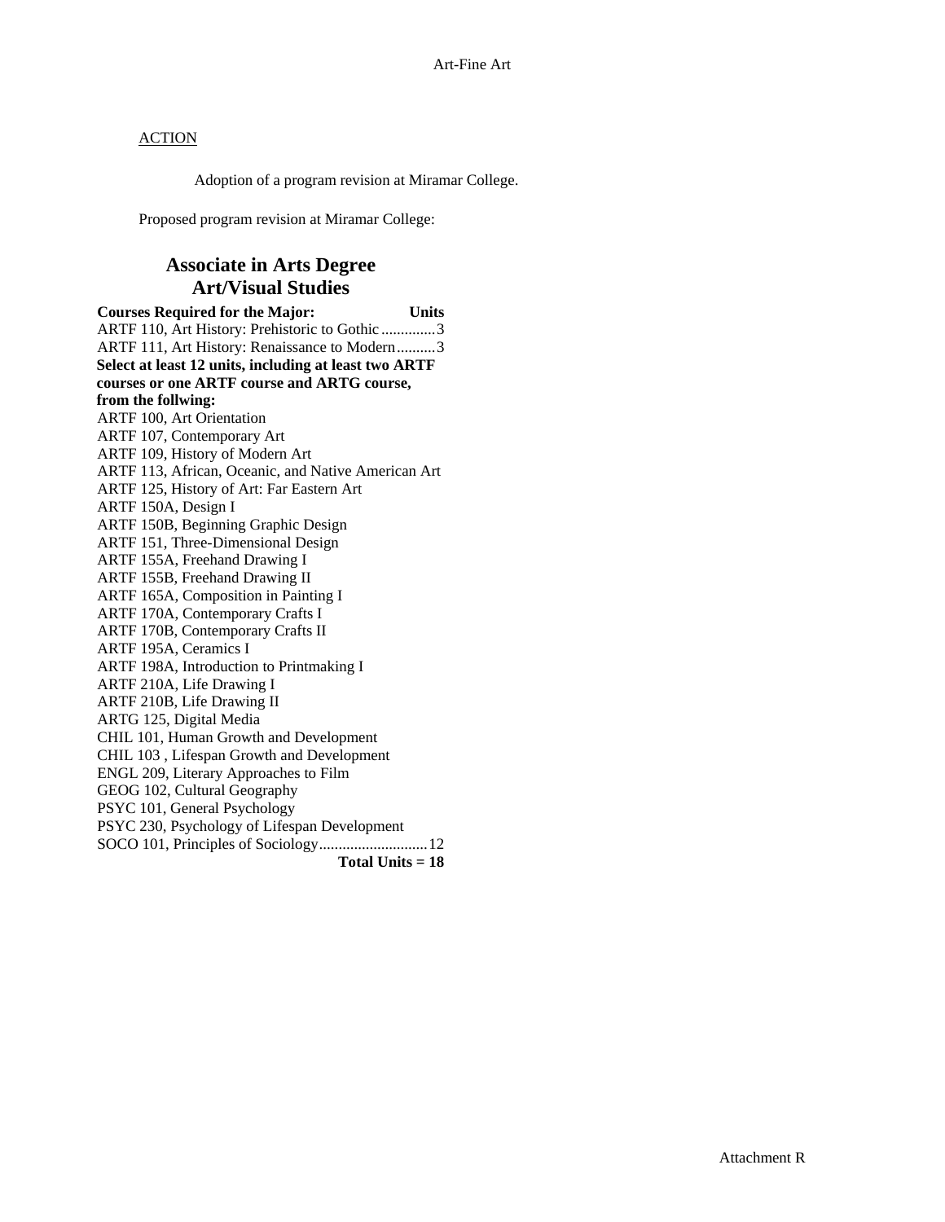ACTION

Adoption of a program revision at Miramar College.

Proposed program revision at Miramar College:

## Associate in Arts Degree
## Art/Visual Studies

**Courses Required for the Major: Units**

ARTF 110, Art History: Prehistoric to Gothic ..............3
ARTF 111, Art History: Renaissance to Modern..........3

**Select at least 12 units, including at least two ARTF courses or one ARTF course and ARTG course, from the follwing:**

ARTF 100, Art Orientation
ARTF 107, Contemporary Art
ARTF 109, History of Modern Art
ARTF 113, African, Oceanic, and Native American Art
ARTF 125, History of Art: Far Eastern Art
ARTF 150A, Design I
ARTF 150B, Beginning Graphic Design
ARTF 151, Three-Dimensional Design
ARTF 155A, Freehand Drawing I
ARTF 155B, Freehand Drawing II
ARTF 165A, Composition in Painting I
ARTF 170A, Contemporary Crafts I
ARTF 170B, Contemporary Crafts II
ARTF 195A, Ceramics I
ARTF 198A, Introduction to Printmaking I
ARTF 210A, Life Drawing I
ARTF 210B, Life Drawing II
ARTG 125, Digital Media
CHIL 101, Human Growth and Development
CHIL 103 , Lifespan Growth and Development
ENGL 209, Literary Approaches to Film
GEOG 102, Cultural Geography
PSYC 101, General Psychology
PSYC 230, Psychology of Lifespan Development
SOCO 101, Principles of Sociology............................12

**Total Units = 18**

Attachment R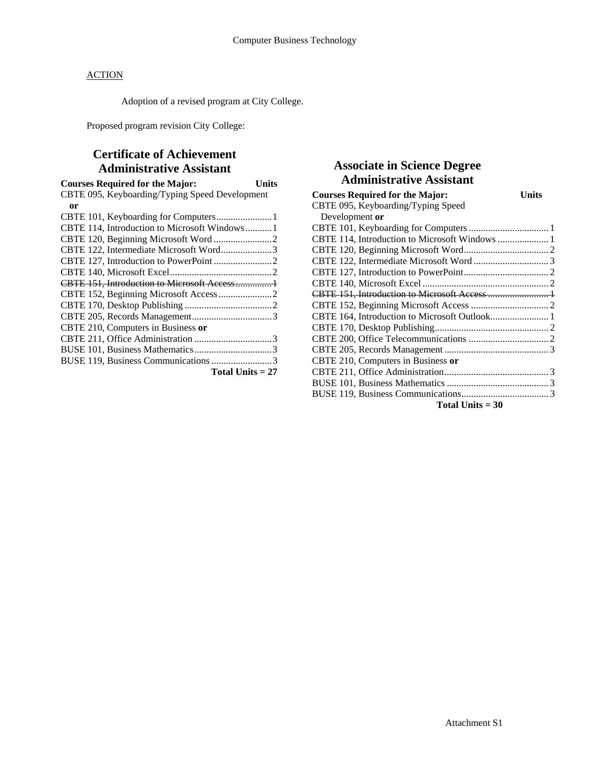ACTION

Adoption of a revised program at City College.

Proposed program revision City College:

## Certificate of Achievement Administrative Assistant

| Courses Required for the Major: | Units |
|---|---|
| CBTE 095, Keyboarding/Typing Speed Development **or** | |
| CBTE 101, Keyboarding for Computers | 1 |
| CBTE 114, Introduction to Microsoft Windows | 1 |
| CBTE 120, Beginning Microsoft Word | 2 |
| CBTE 122, Intermediate Microsoft Word | 3 |
| CBTE 127, Introduction to PowerPoint | 2 |
| CBTE 140, Microsoft Excel | 2 |
| ~~CBTE 151, Introduction to Microsoft Access~~ | ~~1~~ |
| CBTE 152, Beginning Microsoft Access | 2 |
| CBTE 170, Desktop Publishing | 2 |
| CBTE 205, Records Management | 3 |
| CBTE 210, Computers in Business **or** | |
| CBTE 211, Office Administration | 3 |
| BUSE 101, Business Mathematics | 3 |
| BUSE 119, Business Communications | 3 |
| **Total Units = 27** | |

## Associate in Science Degree Administrative Assistant

| Courses Required for the Major: | Units |
|---|---|
| CBTE 095, Keyboarding/Typing Speed Development **or** | |
| CBTE 101, Keyboarding for Computers | 1 |
| CBTE 114, Introduction to Microsoft Windows | 1 |
| CBTE 120, Beginning Microsoft Word | 2 |
| CBTE 122, Intermediate Microsoft Word | 3 |
| CBTE 127, Introduction to PowerPoint | 2 |
| CBTE 140, Microsoft Excel | 2 |
| ~~CBTE 151, Introduction to Microsoft Access~~ | ~~1~~ |
| CBTE 152, Beginning Microsoft Access | 2 |
| CBTE 164, Introduction to Microsoft Outlook | 1 |
| CBTE 170, Desktop Publishing | 2 |
| CBTE 200, Office Telecommunications | 2 |
| CBTE 205, Records Management | 3 |
| CBTE 210, Computers in Business **or** | |
| CBTE 211, Office Administration | 3 |
| BUSE 101, Business Mathematics | 3 |
| BUSE 119, Business Communications | 3 |
| **Total Units = 30** | |

Attachment S1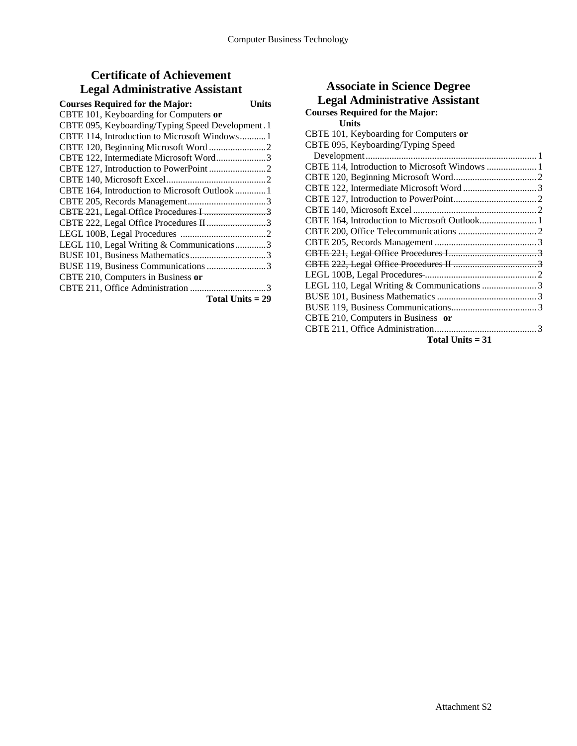## Certificate of Achievement
## Legal Administrative Assistant

| Courses Required for the Major: | Units |
|---|---|
| CBTE 101, Keyboarding for Computers **or** | |
| CBTE 095, Keyboarding/Typing Speed Development | 1 |
| CBTE 114, Introduction to Microsoft Windows | 1 |
| CBTE 120, Beginning Microsoft Word | 2 |
| CBTE 122, Intermediate Microsoft Word | 3 |
| CBTE 127, Introduction to PowerPoint | 2 |
| CBTE 140, Microsoft Excel | 2 |
| CBTE 164, Introduction to Microsoft Outlook | 1 |
| CBTE 205, Records Management | 3 |
| ~~CBTE 221, Legal Office Procedures I~~ | ~~3~~ |
| ~~CBTE 222, Legal Office Procedures II~~ | ~~3~~ |
| LEGL 100B, Legal Procedures | 2 |
| LEGL 110, Legal Writing & Communications | 3 |
| BUSE 101, Business Mathematics | 3 |
| BUSE 119, Business Communications | 3 |
| CBTE 210, Computers in Business **or** | |
| CBTE 211, Office Administration | 3 |
| | **Total Units = 29** |

## Associate in Science Degree
## Legal Administrative Assistant

| Courses Required for the Major: | Units |
|---|---|
| CBTE 101, Keyboarding for Computers **or** | |
| CBTE 095, Keyboarding/Typing Speed Development | 1 |
| CBTE 114, Introduction to Microsoft Windows | 1 |
| CBTE 120, Beginning Microsoft Word | 2 |
| CBTE 122, Intermediate Microsoft Word | 3 |
| CBTE 127, Introduction to PowerPoint | 2 |
| CBTE 140, Microsoft Excel | 2 |
| CBTE 164, Introduction to Microsoft Outlook | 1 |
| CBTE 200, Office Telecommunications | 2 |
| CBTE 205, Records Management | 3 |
| ~~CBTE 221, Legal Office Procedures I~~ | ~~3~~ |
| ~~CBTE 222, Legal Office Procedures II~~ | ~~3~~ |
| LEGL 100B, Legal Procedures | 2 |
| LEGL 110, Legal Writing & Communications | 3 |
| BUSE 101, Business Mathematics | 3 |
| BUSE 119, Business Communications | 3 |
| CBTE 210, Computers in Business **or** | |
| CBTE 211, Office Administration | 3 |
| | **Total Units = 31** |

Attachment S2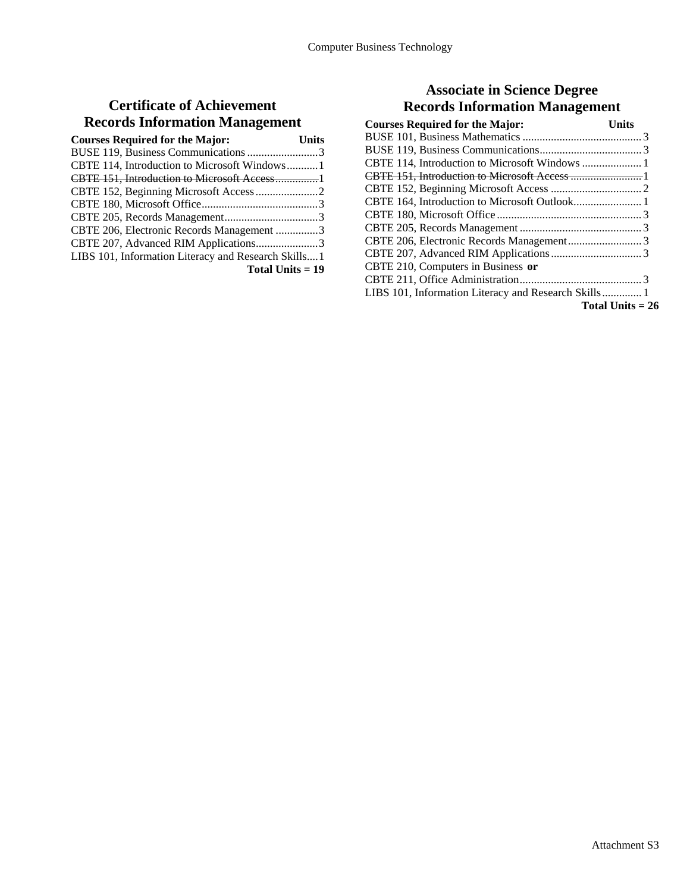## Certificate of Achievement Records Information Management

| Courses Required for the Major: | Units |
|---|---|
| BUSE 119, Business Communications | 3 |
| CBTE 114, Introduction to Microsoft Windows | 1 |
| ~~CBTE 151, Introduction to Microsoft Access~~ | ~~1~~ |
| CBTE 152, Beginning Microsoft Access | 2 |
| CBTE 180, Microsoft Office | 3 |
| CBTE 205, Records Management | 3 |
| CBTE 206, Electronic Records Management | 3 |
| CBTE 207, Advanced RIM Applications | 3 |
| LIBS 101, Information Literacy and Research Skills | 1 |
| **Total Units = 19** | |

## Associate in Science Degree Records Information Management

| Courses Required for the Major: | Units |
|---|---|
| BUSE 101, Business Mathematics | 3 |
| BUSE 119, Business Communications | 3 |
| CBTE 114, Introduction to Microsoft Windows | 1 |
| ~~CBTE 151, Introduction to Microsoft Access~~ | ~~1~~ |
| CBTE 152, Beginning Microsoft Access | 2 |
| CBTE 164, Introduction to Microsoft Outlook | 1 |
| CBTE 180, Microsoft Office | 3 |
| CBTE 205, Records Management | 3 |
| CBTE 206, Electronic Records Management | 3 |
| CBTE 207, Advanced RIM Applications | 3 |
| CBTE 210, Computers in Business **or** CBTE 211, Office Administration | 3 |
| LIBS 101, Information Literacy and Research Skills | 1 |
| **Total Units = 26** | |

Attachment S3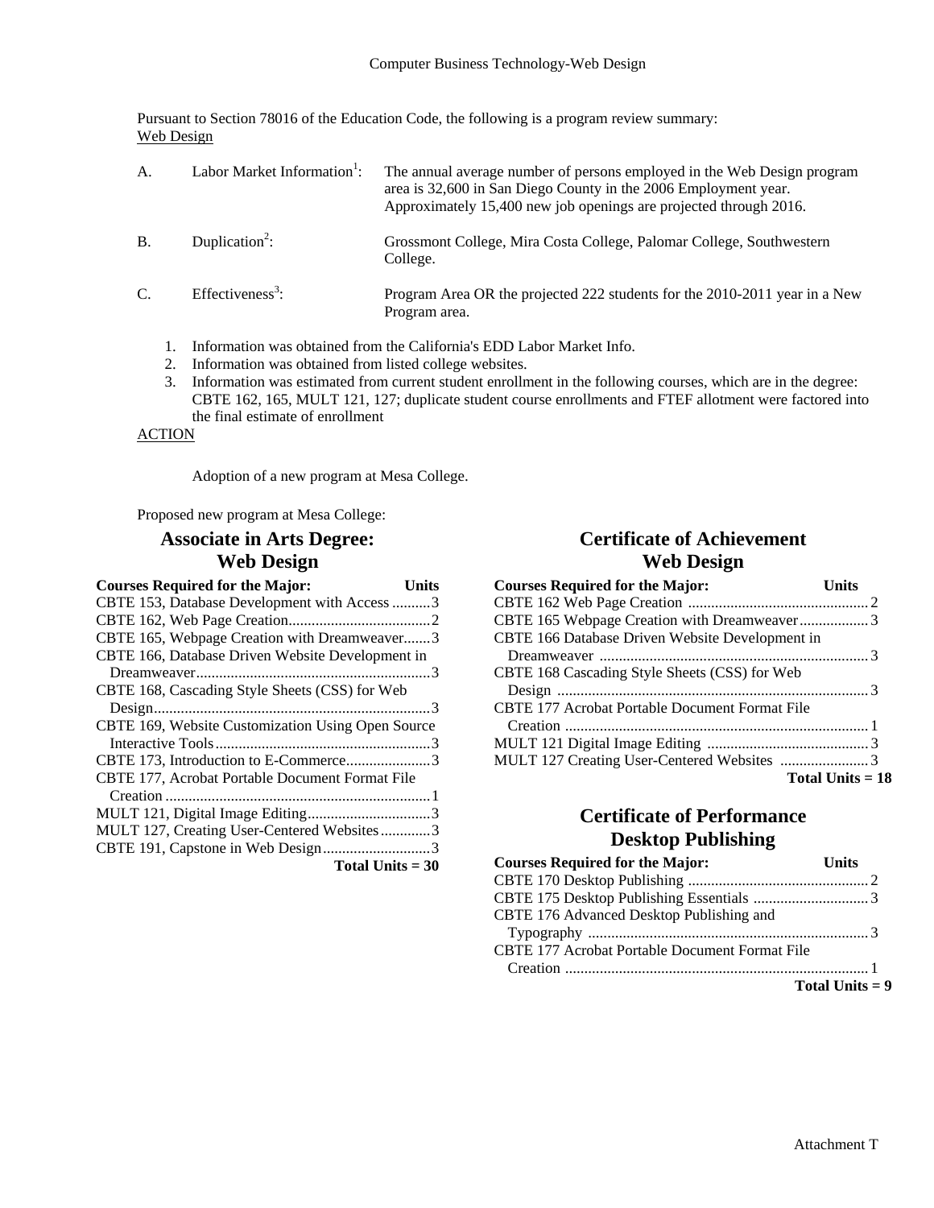Computer Business Technology-Web Design

Pursuant to Section 78016 of the Education Code, the following is a program review summary:
Web Design

| | | |
|---|---|---|
| A. | Labor Market Information[1]: | The annual average number of persons employed in the Web Design program area is 32,600 in San Diego County in the 2006 Employment year. Approximately 15,400 new job openings are projected through 2016. |
| B. | Duplication[2]: | Grossmont College, Mira Costa College, Palomar College, Southwestern College. |
| C. | Effectiveness[3]: | Program Area OR the projected 222 students for the 2010-2011 year in a New Program area. |

1. Information was obtained from the California's EDD Labor Market Info.
2. Information was obtained from listed college websites.
3. Information was estimated from current student enrollment in the following courses, which are in the degree: CBTE 162, 165, MULT 121, 127; duplicate student course enrollments and FTEF allotment were factored into the final estimate of enrollment

ACTION

Adoption of a new program at Mesa College.

Proposed new program at Mesa College:

## Associate in Arts Degree: Web Design

| Courses Required for the Major: | Units |
|---|---|
| CBTE 153, Database Development with Access | 3 |
| CBTE 162, Web Page Creation | 2 |
| CBTE 165, Webpage Creation with Dreamweaver | 3 |
| CBTE 166, Database Driven Website Development in Dreamweaver | 3 |
| CBTE 168, Cascading Style Sheets (CSS) for Web Design | 3 |
| CBTE 169, Website Customization Using Open Source Interactive Tools | 3 |
| CBTE 173, Introduction to E-Commerce | 3 |
| CBTE 177, Acrobat Portable Document Format File Creation | 1 |
| MULT 121, Digital Image Editing | 3 |
| MULT 127, Creating User-Centered Websites | 3 |
| CBTE 191, Capstone in Web Design | 3 |
| **Total Units = 30** | |

## Certificate of Achievement Web Design

| Courses Required for the Major: | Units |
|---|---|
| CBTE 162 Web Page Creation | 2 |
| CBTE 165 Webpage Creation with Dreamweaver | 3 |
| CBTE 166 Database Driven Website Development in Dreamweaver | 3 |
| CBTE 168 Cascading Style Sheets (CSS) for Web Design | 3 |
| CBTE 177 Acrobat Portable Document Format File Creation | 1 |
| MULT 121 Digital Image Editing | 3 |
| MULT 127 Creating User-Centered Websites | 3 |
| **Total Units = 18** | |

## Certificate of Performance Desktop Publishing

| Courses Required for the Major: | Units |
|---|---|
| CBTE 170 Desktop Publishing | 2 |
| CBTE 175 Desktop Publishing Essentials | 3 |
| CBTE 176 Advanced Desktop Publishing and Typography | 3 |
| CBTE 177 Acrobat Portable Document Format File Creation | 1 |
| **Total Units = 9** | |

Attachment T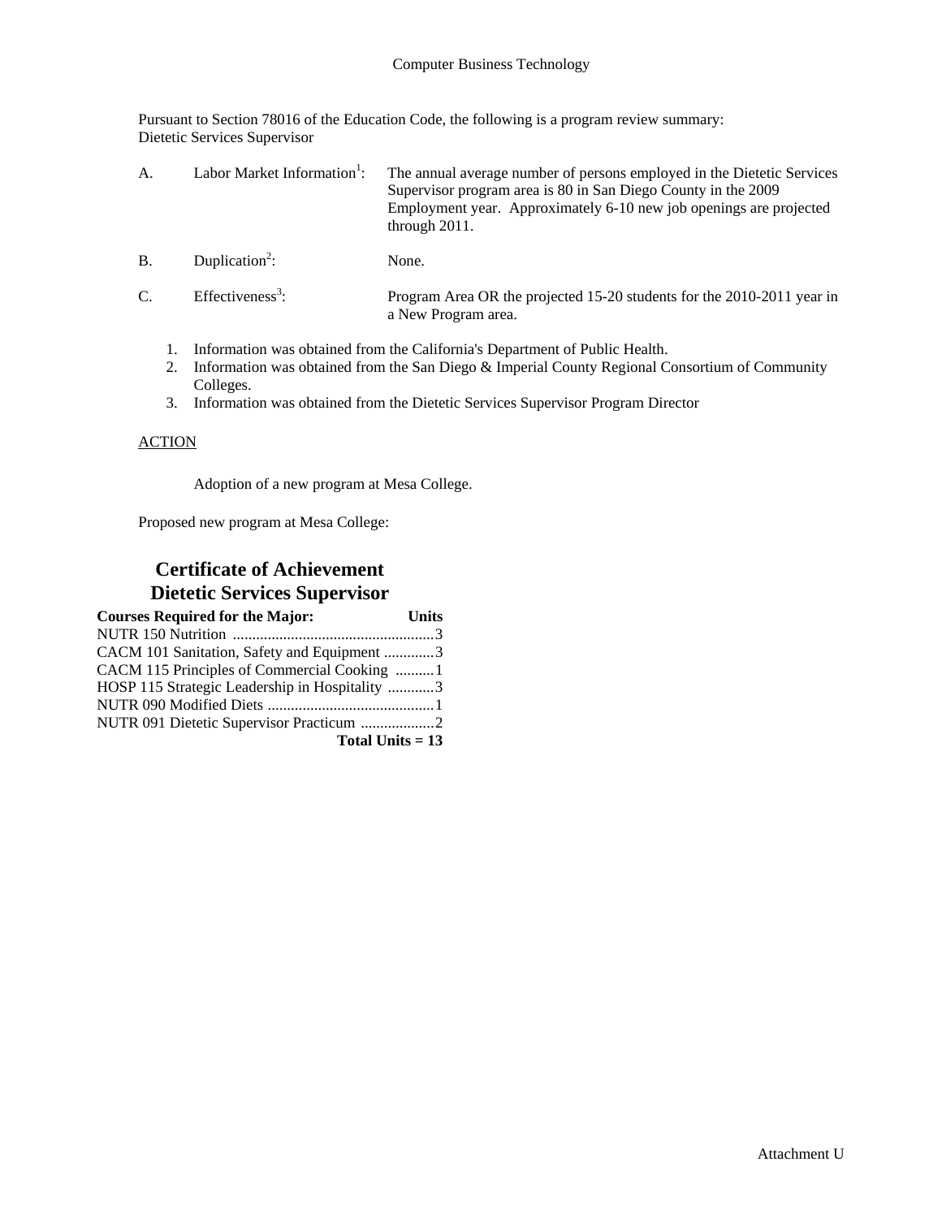Computer Business Technology

Pursuant to Section 78016 of the Education Code, the following is a program review summary:
Dietetic Services Supervisor

| | | |
|---|---|---|
| A. | Labor Market Information[1]: | The annual average number of persons employed in the Dietetic Services Supervisor program area is 80 in San Diego County in the 2009 Employment year. Approximately 6-10 new job openings are projected through 2011. |
| B. | Duplication[2]: | None. |
| C. | Effectiveness[3]: | Program Area OR the projected 15-20 students for the 2010-2011 year in a New Program area. |

1. Information was obtained from the California's Department of Public Health.
2. Information was obtained from the San Diego & Imperial County Regional Consortium of Community Colleges.
3. Information was obtained from the Dietetic Services Supervisor Program Director

ACTION

Adoption of a new program at Mesa College.

Proposed new program at Mesa College:

## Certificate of Achievement
## Dietetic Services Supervisor

| Courses Required for the Major: | Units |
|---|---|
| NUTR 150 Nutrition | 3 |
| CACM 101 Sanitation, Safety and Equipment | 3 |
| CACM 115 Principles of Commercial Cooking | 1 |
| HOSP 115 Strategic Leadership in Hospitality | 3 |
| NUTR 090 Modified Diets | 1 |
| NUTR 091 Dietetic Supervisor Practicum | 2 |
| **Total Units = 13** | |

Attachment U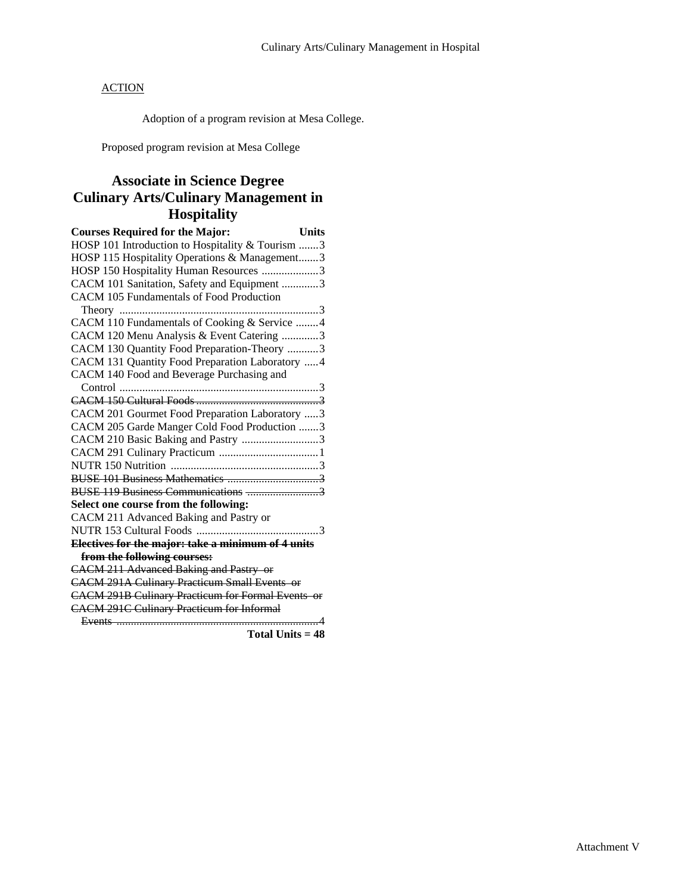ACTION

Adoption of a program revision at Mesa College.

Proposed program revision at Mesa College

# Associate in Science Degree Culinary Arts/Culinary Management in Hospitality

| Courses Required for the Major: | Units |
|---|---|
| HOSP 101 Introduction to Hospitality & Tourism | 3 |
| HOSP 115 Hospitality Operations & Management | 3 |
| HOSP 150 Hospitality Human Resources | 3 |
| CACM 101 Sanitation, Safety and Equipment | 3 |
| CACM 105 Fundamentals of Food Production Theory | 3 |
| CACM 110 Fundamentals of Cooking & Service | 4 |
| CACM 120 Menu Analysis & Event Catering | 3 |
| CACM 130 Quantity Food Preparation-Theory | 3 |
| CACM 131 Quantity Food Preparation Laboratory | 4 |
| CACM 140 Food and Beverage Purchasing and Control | 3 |
| ~~CACM 150 Cultural Foods~~ | ~~3~~ |
| CACM 201 Gourmet Food Preparation Laboratory | 3 |
| CACM 205 Garde Manger Cold Food Production | 3 |
| CACM 210 Basic Baking and Pastry | 3 |
| CACM 291 Culinary Practicum | 1 |
| NUTR 150 Nutrition | 3 |
| ~~BUSE 101 Business Mathematics~~ | ~~3~~ |
| ~~BUSE 119 Business Communications~~ | ~~3~~ |
| **Select one course from the following:** | |
| CACM 211 Advanced Baking and Pastry or NUTR 153 Cultural Foods | 3 |
| ~~**Electives for the major: take a minimum of 4 units from the following courses:**~~ | |
| ~~CACM 211 Advanced Baking and Pastry or~~ | |
| ~~CACM 291A Culinary Practicum Small Events or~~ | |
| ~~CACM 291B Culinary Practicum for Formal Events or~~ | |
| ~~CACM 291C Culinary Practicum for Informal Events~~ | ~~4~~ |
| | **Total Units = 48** |

Attachment V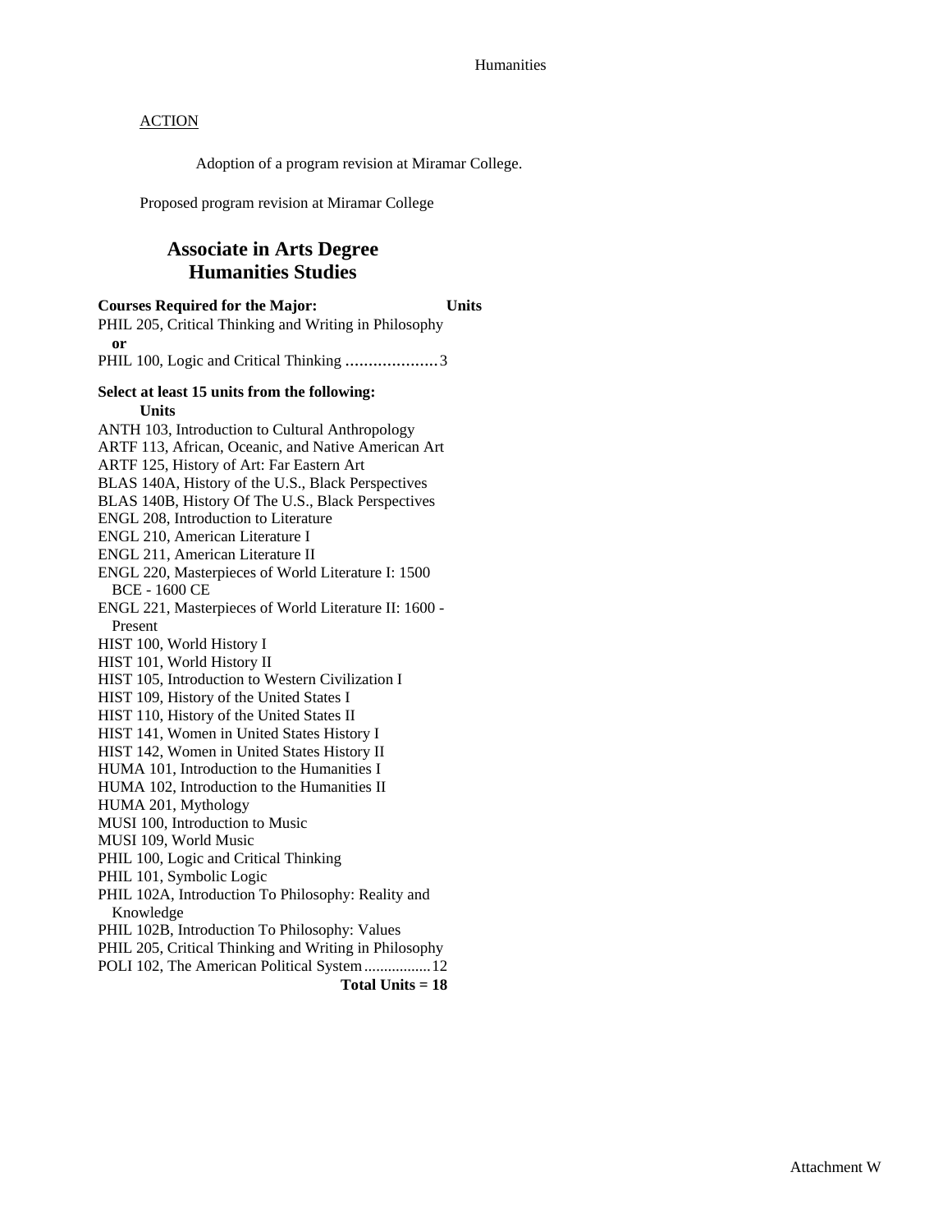ACTION

Adoption of a program revision at Miramar College.

Proposed program revision at Miramar College

## Associate in Arts Degree
## Humanities Studies

**Courses Required for the Major: Units**

PHIL 205, Critical Thinking and Writing in Philosophy
**or**
PHIL 100, Logic and Critical Thinking ....................3

**Select at least 15 units from the following: Units**

ANTH 103, Introduction to Cultural Anthropology
ARTF 113, African, Oceanic, and Native American Art
ARTF 125, History of Art: Far Eastern Art
BLAS 140A, History of the U.S., Black Perspectives
BLAS 140B, History Of The U.S., Black Perspectives
ENGL 208, Introduction to Literature
ENGL 210, American Literature I
ENGL 211, American Literature II
ENGL 220, Masterpieces of World Literature I: 1500 BCE - 1600 CE
ENGL 221, Masterpieces of World Literature II: 1600 - Present
HIST 100, World History I
HIST 101, World History II
HIST 105, Introduction to Western Civilization I
HIST 109, History of the United States I
HIST 110, History of the United States II
HIST 141, Women in United States History I
HIST 142, Women in United States History II
HUMA 101, Introduction to the Humanities I
HUMA 102, Introduction to the Humanities II
HUMA 201, Mythology
MUSI 100, Introduction to Music
MUSI 109, World Music
PHIL 100, Logic and Critical Thinking
PHIL 101, Symbolic Logic
PHIL 102A, Introduction To Philosophy: Reality and Knowledge
PHIL 102B, Introduction To Philosophy: Values
PHIL 205, Critical Thinking and Writing in Philosophy
POLI 102, The American Political System.................12

**Total Units = 18**

Attachment W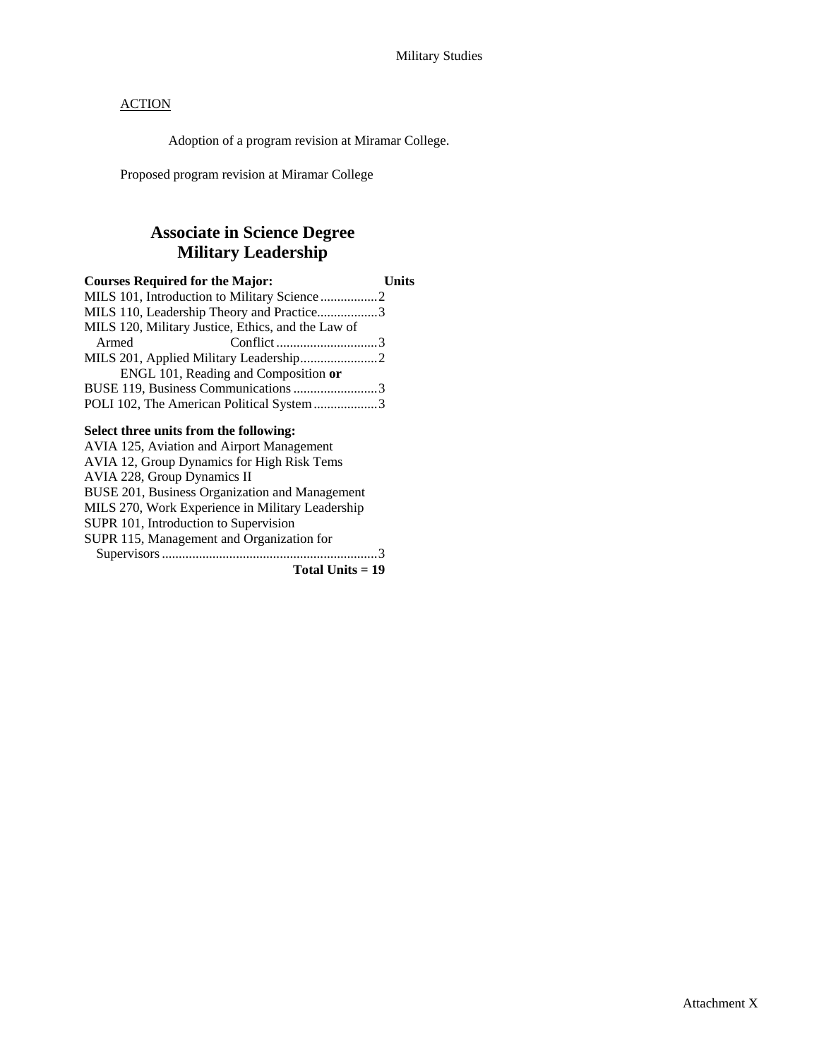ACTION

Adoption of a program revision at Miramar College.

Proposed program revision at Miramar College

## Associate in Science Degree
## Military Leadership

| Courses Required for the Major: | Units |
|---|---|
| MILS 101, Introduction to Military Science | 2 |
| MILS 110, Leadership Theory and Practice | 3 |
| MILS 120, Military Justice, Ethics, and the Law of Armed Conflict | 3 |
| MILS 201, Applied Military Leadership | 2 |
| ENGL 101, Reading and Composition **or** BUSE 119, Business Communications | 3 |
| POLI 102, The American Political System | 3 |

**Select three units from the following:**

AVIA 125, Aviation and Airport Management
AVIA 12, Group Dynamics for High Risk Tems
AVIA 228, Group Dynamics II
BUSE 201, Business Organization and Management
MILS 270, Work Experience in Military Leadership
SUPR 101, Introduction to Supervision
SUPR 115, Management and Organization for Supervisors ........ 3

**Total Units = 19**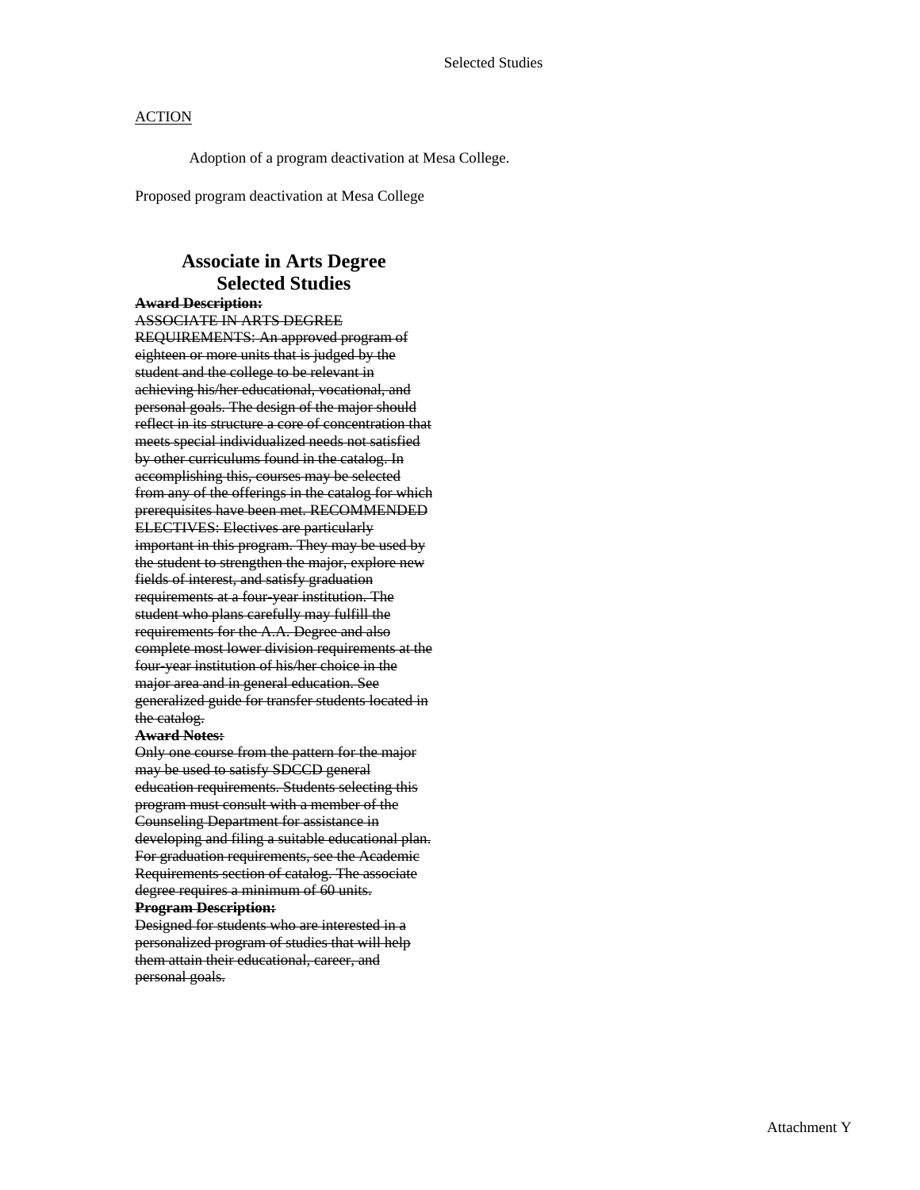ACTION

Adoption of a program deactivation at Mesa College.

Proposed program deactivation at Mesa College

## Associate in Arts Degree
## Selected Studies

~~**Award Description:**~~

~~ASSOCIATE IN ARTS DEGREE REQUIREMENTS: An approved program of eighteen or more units that is judged by the student and the college to be relevant in achieving his/her educational, vocational, and personal goals. The design of the major should reflect in its structure a core of concentration that meets special individualized needs not satisfied by other curriculums found in the catalog. In accomplishing this, courses may be selected from any of the offerings in the catalog for which prerequisites have been met. RECOMMENDED ELECTIVES: Electives are particularly important in this program. They may be used by the student to strengthen the major, explore new fields of interest, and satisfy graduation requirements at a four-year institution. The student who plans carefully may fulfill the requirements for the A.A. Degree and also complete most lower division requirements at the four-year institution of his/her choice in the major area and in general education. See generalized guide for transfer students located in the catalog.~~

~~**Award Notes:**~~

~~Only one course from the pattern for the major may be used to satisfy SDCCD general education requirements. Students selecting this program must consult with a member of the Counseling Department for assistance in developing and filing a suitable educational plan. For graduation requirements, see the Academic Requirements section of catalog. The associate degree requires a minimum of 60 units.~~

~~**Program Description:**~~

~~Designed for students who are interested in a personalized program of studies that will help them attain their educational, career, and personal goals.~~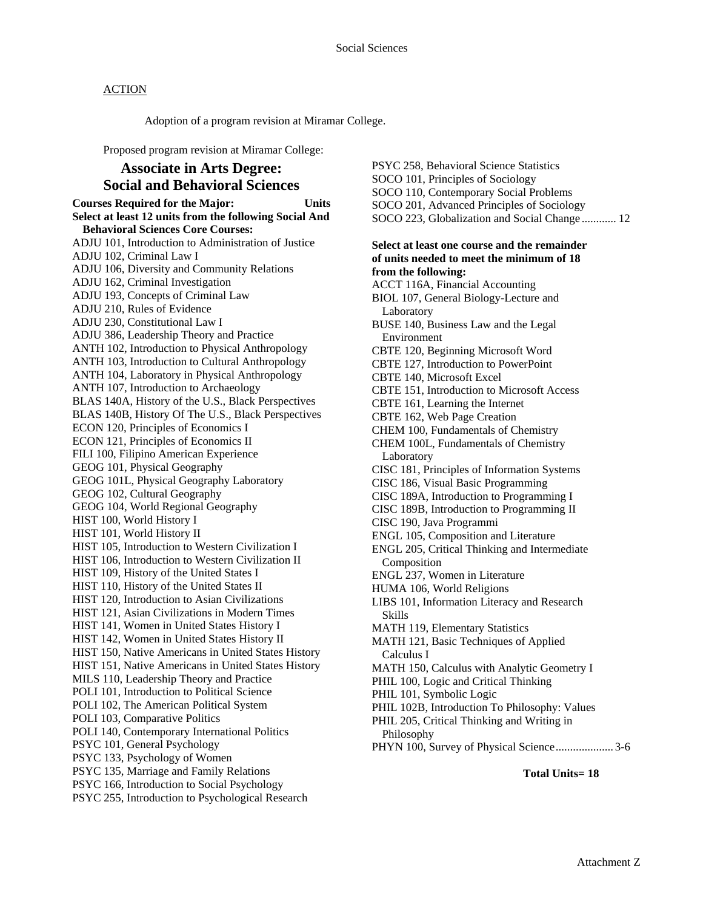ACTION

Adoption of a program revision at Miramar College.

Proposed program revision at Miramar College:

## Associate in Arts Degree: Social and Behavioral Sciences

**Courses Required for the Major: Units**

**Select at least 12 units from the following Social And Behavioral Sciences Core Courses:**

ADJU 101, Introduction to Administration of Justice
ADJU 102, Criminal Law I
ADJU 106, Diversity and Community Relations
ADJU 162, Criminal Investigation
ADJU 193, Concepts of Criminal Law
ADJU 210, Rules of Evidence
ADJU 230, Constitutional Law I
ADJU 386, Leadership Theory and Practice
ANTH 102, Introduction to Physical Anthropology
ANTH 103, Introduction to Cultural Anthropology
ANTH 104, Laboratory in Physical Anthropology
ANTH 107, Introduction to Archaeology
BLAS 140A, History of the U.S., Black Perspectives
BLAS 140B, History Of The U.S., Black Perspectives
ECON 120, Principles of Economics I
ECON 121, Principles of Economics II
FILI 100, Filipino American Experience
GEOG 101, Physical Geography
GEOG 101L, Physical Geography Laboratory
GEOG 102, Cultural Geography
GEOG 104, World Regional Geography
HIST 100, World History I
HIST 101, World History II
HIST 105, Introduction to Western Civilization I
HIST 106, Introduction to Western Civilization II
HIST 109, History of the United States I
HIST 110, History of the United States II
HIST 120, Introduction to Asian Civilizations
HIST 121, Asian Civilizations in Modern Times
HIST 141, Women in United States History I
HIST 142, Women in United States History II
HIST 150, Native Americans in United States History
HIST 151, Native Americans in United States History
MILS 110, Leadership Theory and Practice
POLI 101, Introduction to Political Science
POLI 102, The American Political System
POLI 103, Comparative Politics
POLI 140, Contemporary International Politics
PSYC 101, General Psychology
PSYC 133, Psychology of Women
PSYC 135, Marriage and Family Relations
PSYC 166, Introduction to Social Psychology
PSYC 255, Introduction to Psychological Research
PSYC 258, Behavioral Science Statistics
SOCO 101, Principles of Sociology
SOCO 110, Contemporary Social Problems
SOCO 201, Advanced Principles of Sociology
SOCO 223, Globalization and Social Change ............ 12

**Select at least one course and the remainder of units needed to meet the minimum of 18 from the following:**

ACCT 116A, Financial Accounting
BIOL 107, General Biology-Lecture and Laboratory
BUSE 140, Business Law and the Legal Environment
CBTE 120, Beginning Microsoft Word
CBTE 127, Introduction to PowerPoint
CBTE 140, Microsoft Excel
CBTE 151, Introduction to Microsoft Access
CBTE 161, Learning the Internet
CBTE 162, Web Page Creation
CHEM 100, Fundamentals of Chemistry
CHEM 100L, Fundamentals of Chemistry Laboratory
CISC 181, Principles of Information Systems
CISC 186, Visual Basic Programming
CISC 189A, Introduction to Programming I
CISC 189B, Introduction to Programming II
CISC 190, Java Programmi
ENGL 105, Composition and Literature
ENGL 205, Critical Thinking and Intermediate Composition
ENGL 237, Women in Literature
HUMA 106, World Religions
LIBS 101, Information Literacy and Research Skills
MATH 119, Elementary Statistics
MATH 121, Basic Techniques of Applied Calculus I
MATH 150, Calculus with Analytic Geometry I
PHIL 100, Logic and Critical Thinking
PHIL 101, Symbolic Logic
PHIL 102B, Introduction To Philosophy: Values
PHIL 205, Critical Thinking and Writing in Philosophy
PHYN 100, Survey of Physical Science .................... 3-6

**Total Units= 18**